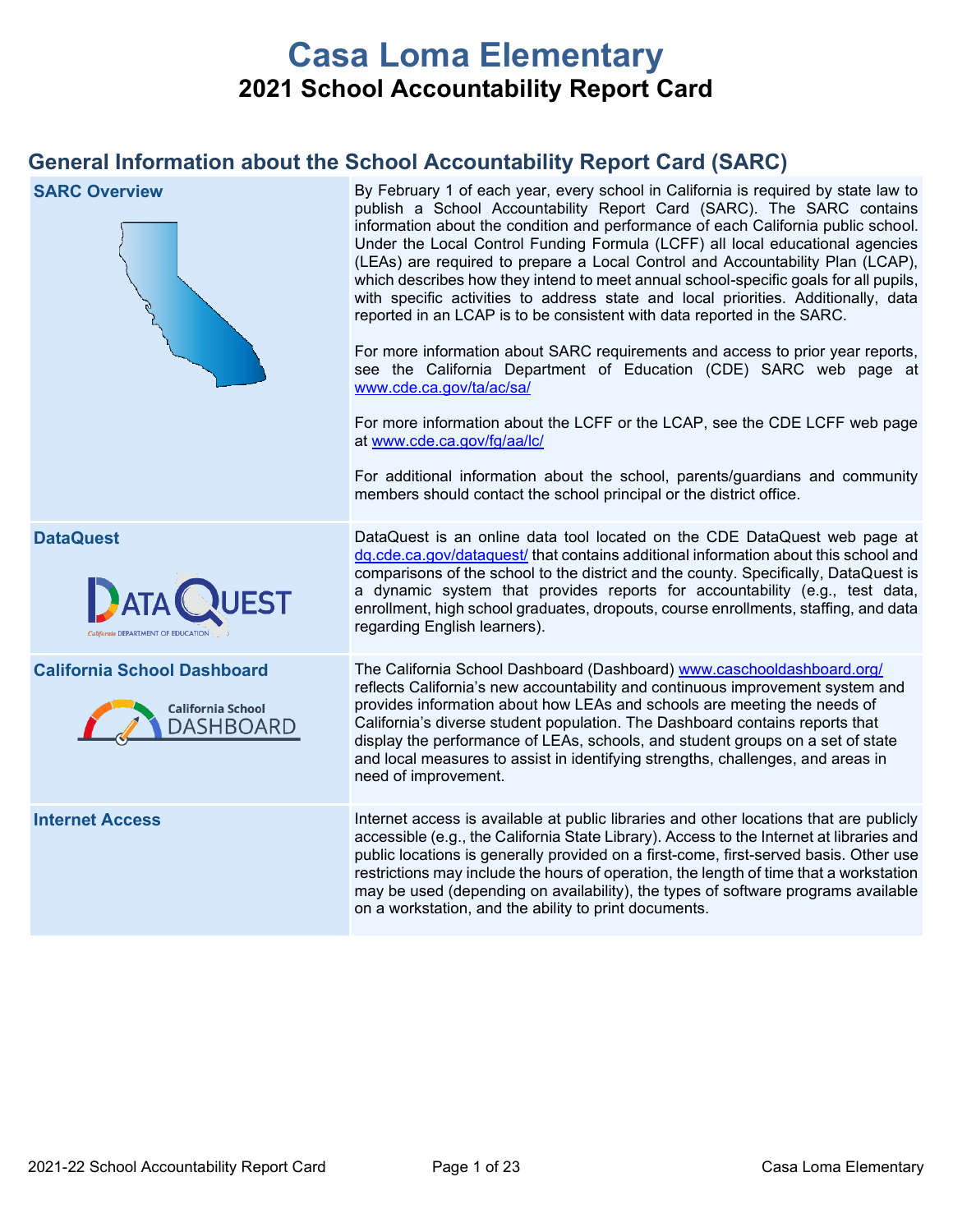# Casa Loma Elementary

## 2021 School Accountability Report Card

## General Information about the School Accountability Report Card (SARC)

| | |
|---|---|
| **SARC Overview** | By February 1 of each year, every school in California is required by state law to publish a School Accountability Report Card (SARC). The SARC contains information about the condition and performance of each California public school. Under the Local Control Funding Formula (LCFF) all local educational agencies (LEAs) are required to prepare a Local Control and Accountability Plan (LCAP), which describes how they intend to meet annual school-specific goals for all pupils, with specific activities to address state and local priorities. Additionally, data reported in an LCAP is to be consistent with data reported in the SARC.<br><br>For more information about SARC requirements and access to prior year reports, see the California Department of Education (CDE) SARC web page at www.cde.ca.gov/ta/ac/sa/<br><br>For more information about the LCFF or the LCAP, see the CDE LCFF web page at www.cde.ca.gov/fg/aa/lc/<br><br>For additional information about the school, parents/guardians and community members should contact the school principal or the district office. |
| **DataQuest** | DataQuest is an online data tool located on the CDE DataQuest web page at dq.cde.ca.gov/dataquest/ that contains additional information about this school and comparisons of the school to the district and the county. Specifically, DataQuest is a dynamic system that provides reports for accountability (e.g., test data, enrollment, high school graduates, dropouts, course enrollments, staffing, and data regarding English learners). |
| **California School Dashboard** | The California School Dashboard (Dashboard) www.caschooldashboard.org/ reflects California's new accountability and continuous improvement system and provides information about how LEAs and schools are meeting the needs of California's diverse student population. The Dashboard contains reports that display the performance of LEAs, schools, and student groups on a set of state and local measures to assist in identifying strengths, challenges, and areas in need of improvement. |
| **Internet Access** | Internet access is available at public libraries and other locations that are publicly accessible (e.g., the California State Library). Access to the Internet at libraries and public locations is generally provided on a first-come, first-served basis. Other use restrictions may include the hours of operation, the length of time that a workstation may be used (depending on availability), the types of software programs available on a workstation, and the ability to print documents. |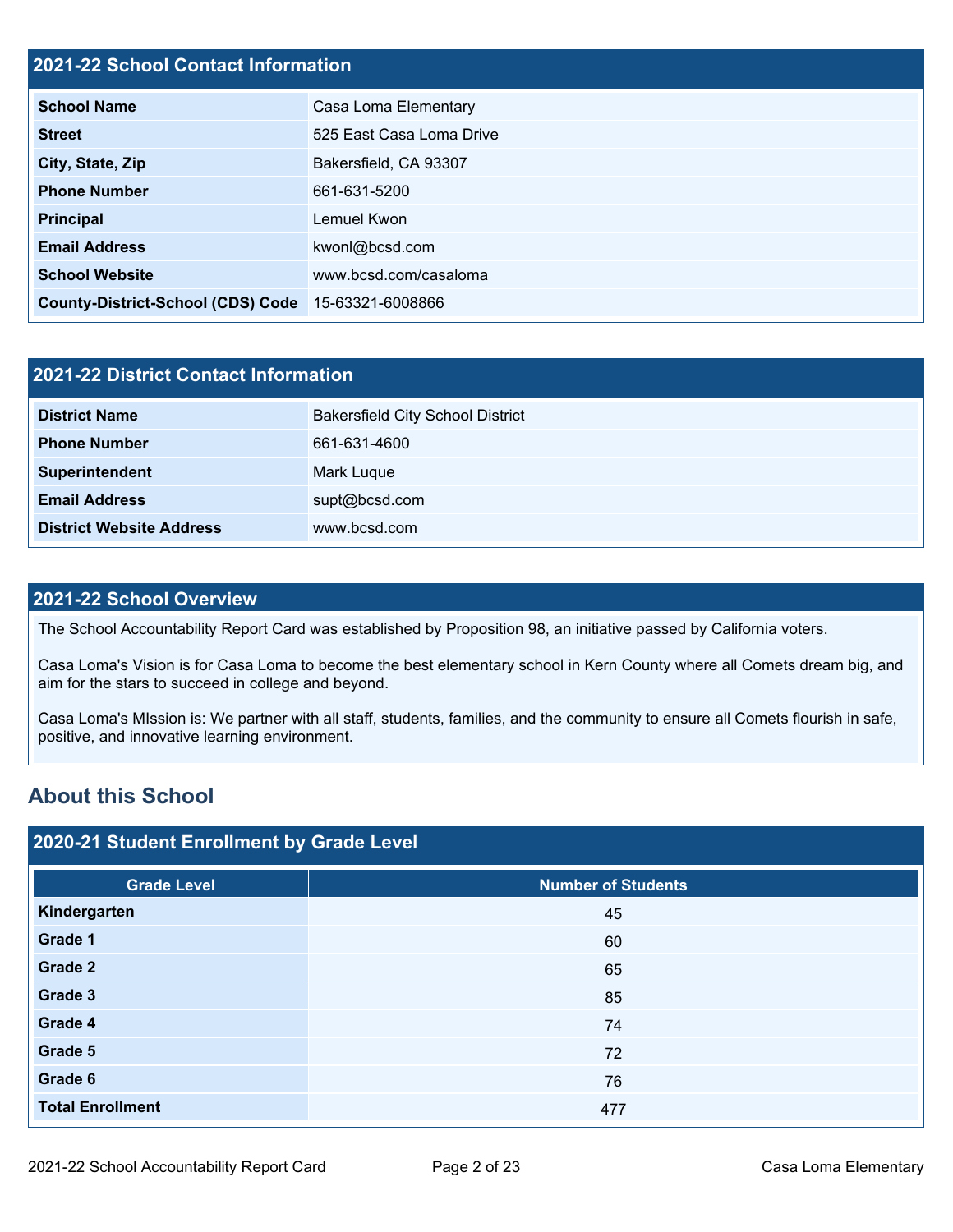## 2021-22 School Contact Information

| | |
|---|---|
| **School Name** | Casa Loma Elementary |
| **Street** | 525 East Casa Loma Drive |
| **City, State, Zip** | Bakersfield, CA 93307 |
| **Phone Number** | 661-631-5200 |
| **Principal** | Lemuel Kwon |
| **Email Address** | kwonl@bcsd.com |
| **School Website** | www.bcsd.com/casaloma |
| **County-District-School (CDS) Code** | 15-63321-6008866 |

## 2021-22 District Contact Information

| | |
|---|---|
| **District Name** | Bakersfield City School District |
| **Phone Number** | 661-631-4600 |
| **Superintendent** | Mark Luque |
| **Email Address** | supt@bcsd.com |
| **District Website Address** | www.bcsd.com |

## 2021-22 School Overview

The School Accountability Report Card was established by Proposition 98, an initiative passed by California voters.

Casa Loma's Vision is for Casa Loma to become the best elementary school in Kern County where all Comets dream big, and aim for the stars to succeed in college and beyond.

Casa Loma's MIssion is: We partner with all staff, students, families, and the community to ensure all Comets flourish in safe, positive, and innovative learning environment.

# About this School

## 2020-21 Student Enrollment by Grade Level

| Grade Level | Number of Students |
|---|---|
| **Kindergarten** | 45 |
| **Grade 1** | 60 |
| **Grade 2** | 65 |
| **Grade 3** | 85 |
| **Grade 4** | 74 |
| **Grade 5** | 72 |
| **Grade 6** | 76 |
| **Total Enrollment** | 477 |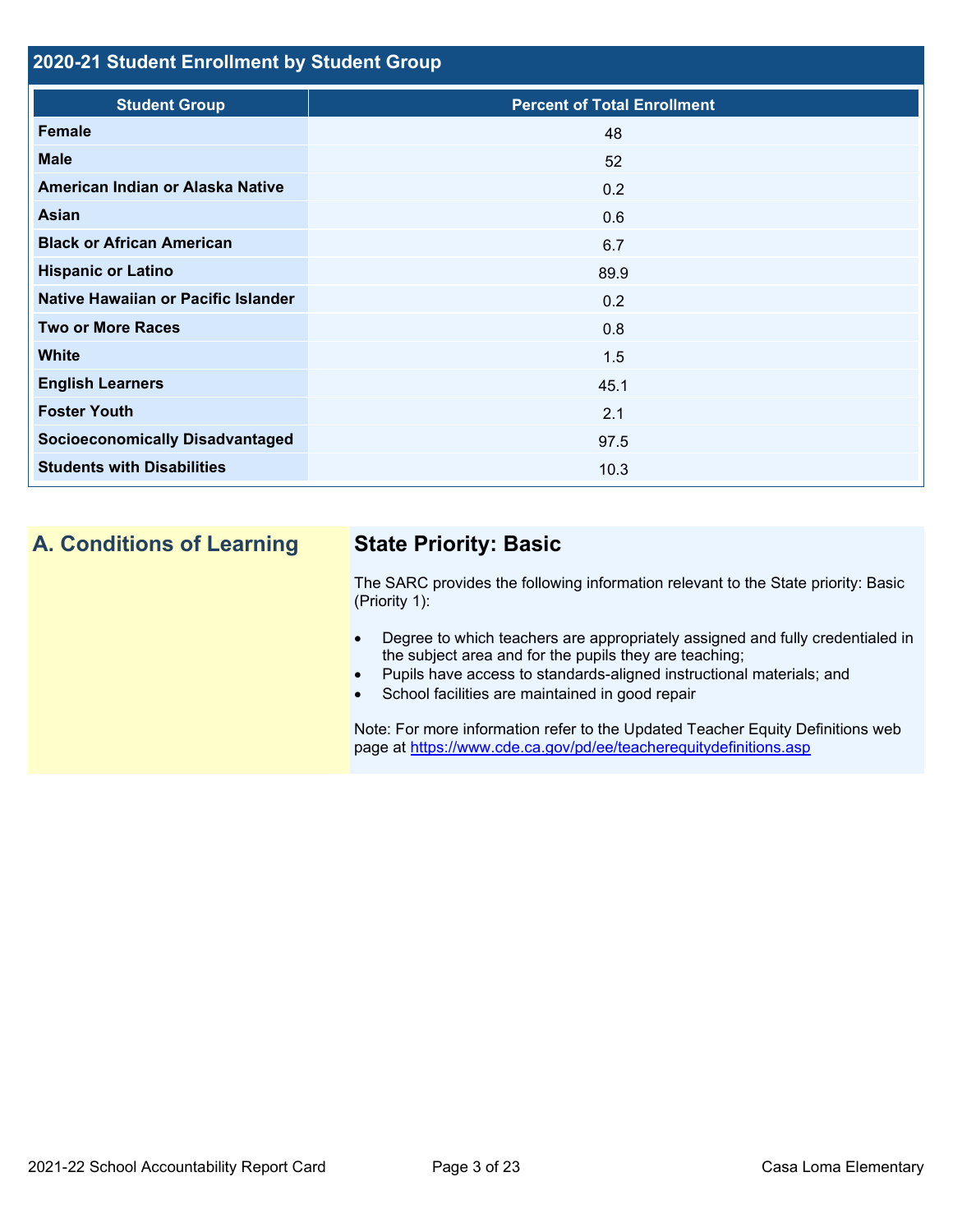## 2020-21 Student Enrollment by Student Group

| Student Group | Percent of Total Enrollment |
|---|---|
| **Female** | 48 |
| **Male** | 52 |
| **American Indian or Alaska Native** | 0.2 |
| **Asian** | 0.6 |
| **Black or African American** | 6.7 |
| **Hispanic or Latino** | 89.9 |
| **Native Hawaiian or Pacific Islander** | 0.2 |
| **Two or More Races** | 0.8 |
| **White** | 1.5 |
| **English Learners** | 45.1 |
| **Foster Youth** | 2.1 |
| **Socioeconomically Disadvantaged** | 97.5 |
| **Students with Disabilities** | 10.3 |

## A. Conditions of Learning

### State Priority: Basic

The SARC provides the following information relevant to the State priority: Basic (Priority 1):

- Degree to which teachers are appropriately assigned and fully credentialed in the subject area and for the pupils they are teaching;
- Pupils have access to standards-aligned instructional materials; and
- School facilities are maintained in good repair

Note: For more information refer to the Updated Teacher Equity Definitions web page at https://www.cde.ca.gov/pd/ee/teacherequitydefinitions.asp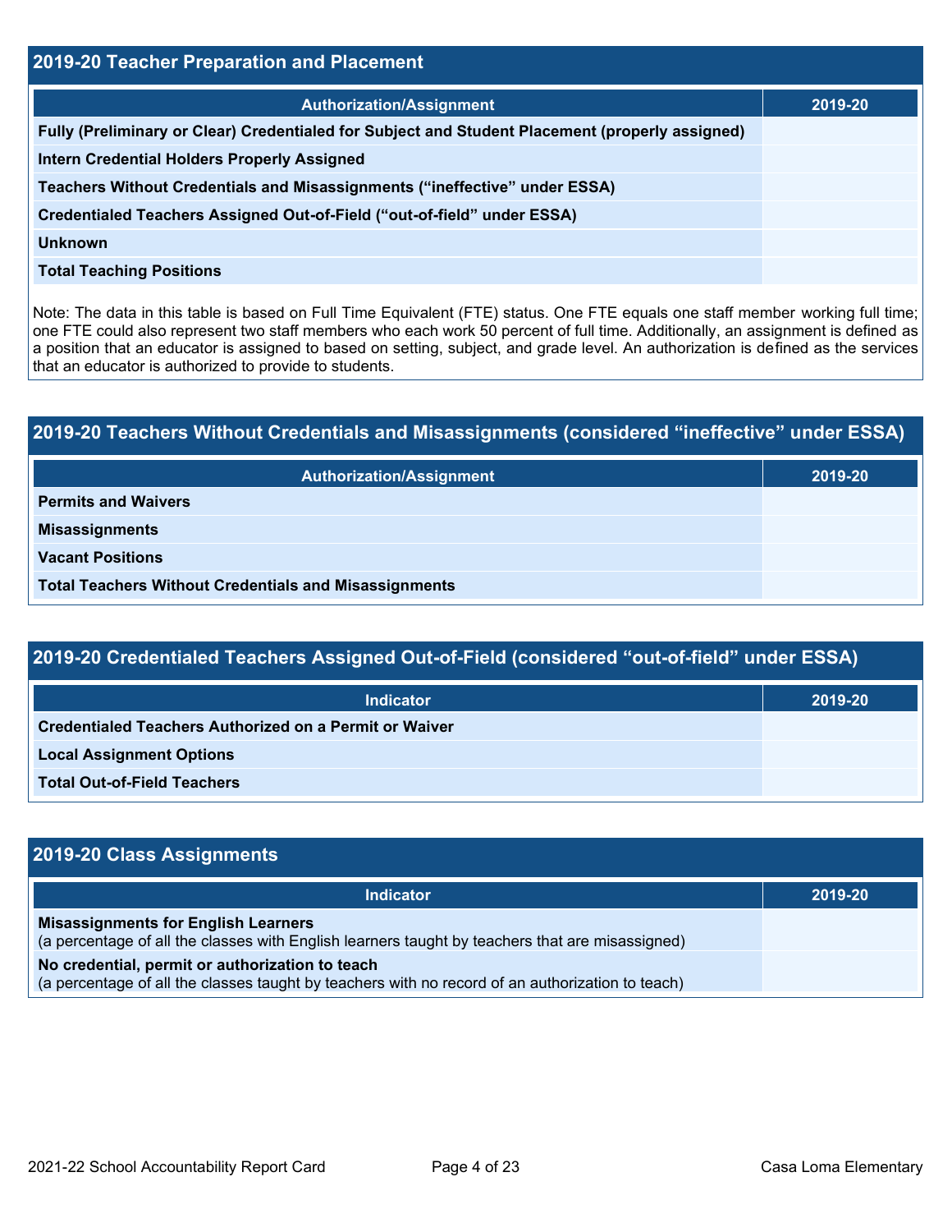## 2019-20 Teacher Preparation and Placement

| Authorization/Assignment | 2019-20 |
| --- | --- |
| **Fully (Preliminary or Clear) Credentialed for Subject and Student Placement (properly assigned)** | |
| **Intern Credential Holders Properly Assigned** | |
| **Teachers Without Credentials and Misassignments ("ineffective" under ESSA)** | |
| **Credentialed Teachers Assigned Out-of-Field ("out-of-field" under ESSA)** | |
| **Unknown** | |
| **Total Teaching Positions** | |

Note: The data in this table is based on Full Time Equivalent (FTE) status. One FTE equals one staff member working full time; one FTE could also represent two staff members who each work 50 percent of full time. Additionally, an assignment is defined as a position that an educator is assigned to based on setting, subject, and grade level. An authorization is defined as the services that an educator is authorized to provide to students.

## 2019-20 Teachers Without Credentials and Misassignments (considered "ineffective" under ESSA)

| Authorization/Assignment | 2019-20 |
| --- | --- |
| **Permits and Waivers** | |
| **Misassignments** | |
| **Vacant Positions** | |
| **Total Teachers Without Credentials and Misassignments** | |

## 2019-20 Credentialed Teachers Assigned Out-of-Field (considered "out-of-field" under ESSA)

| Indicator | 2019-20 |
| --- | --- |
| **Credentialed Teachers Authorized on a Permit or Waiver** | |
| **Local Assignment Options** | |
| **Total Out-of-Field Teachers** | |

## 2019-20 Class Assignments

| Indicator | 2019-20 |
| --- | --- |
| **Misassignments for English Learners** (a percentage of all the classes with English learners taught by teachers that are misassigned) | |
| **No credential, permit or authorization to teach** (a percentage of all the classes taught by teachers with no record of an authorization to teach) | |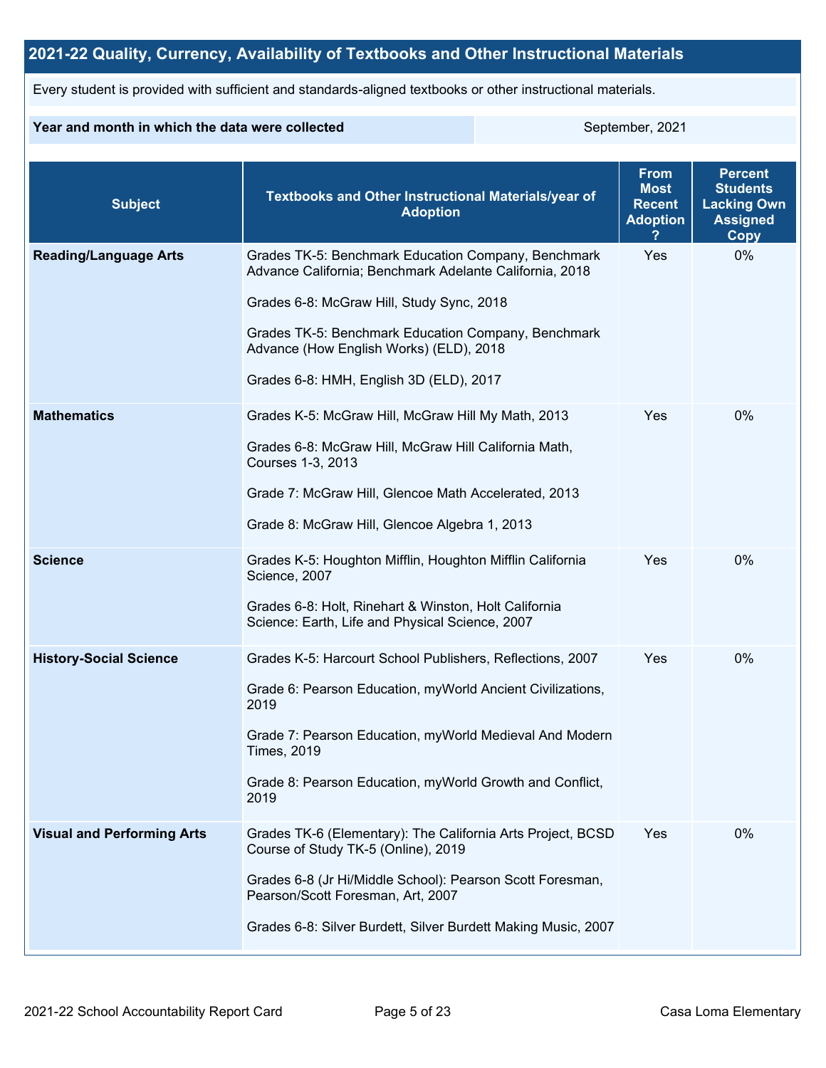## 2021-22 Quality, Currency, Availability of Textbooks and Other Instructional Materials

Every student is provided with sufficient and standards-aligned textbooks or other instructional materials.

| Year and month in which the data were collected | September, 2021 |
| --- | --- |

| Subject | Textbooks and Other Instructional Materials/year of Adoption | From Most Recent Adoption ? | Percent Students Lacking Own Assigned Copy |
| --- | --- | --- | --- |
| **Reading/Language Arts** | Grades TK-5: Benchmark Education Company, Benchmark Advance California; Benchmark Adelante California, 2018<br><br>Grades 6-8: McGraw Hill, Study Sync, 2018<br><br>Grades TK-5: Benchmark Education Company, Benchmark Advance (How English Works) (ELD), 2018<br><br>Grades 6-8: HMH, English 3D (ELD), 2017 | Yes | 0% |
| **Mathematics** | Grades K-5: McGraw Hill, McGraw Hill My Math, 2013<br><br>Grades 6-8: McGraw Hill, McGraw Hill California Math, Courses 1-3, 2013<br><br>Grade 7: McGraw Hill, Glencoe Math Accelerated, 2013<br><br>Grade 8: McGraw Hill, Glencoe Algebra 1, 2013 | Yes | 0% |
| **Science** | Grades K-5: Houghton Mifflin, Houghton Mifflin California Science, 2007<br><br>Grades 6-8: Holt, Rinehart & Winston, Holt California Science: Earth, Life and Physical Science, 2007 | Yes | 0% |
| **History-Social Science** | Grades K-5: Harcourt School Publishers, Reflections, 2007<br><br>Grade 6: Pearson Education, myWorld Ancient Civilizations, 2019<br><br>Grade 7: Pearson Education, myWorld Medieval And Modern Times, 2019<br><br>Grade 8: Pearson Education, myWorld Growth and Conflict, 2019 | Yes | 0% |
| **Visual and Performing Arts** | Grades TK-6 (Elementary): The California Arts Project, BCSD Course of Study TK-5 (Online), 2019<br><br>Grades 6-8 (Jr Hi/Middle School): Pearson Scott Foresman, Pearson/Scott Foresman, Art, 2007<br><br>Grades 6-8: Silver Burdett, Silver Burdett Making Music, 2007 | Yes | 0% |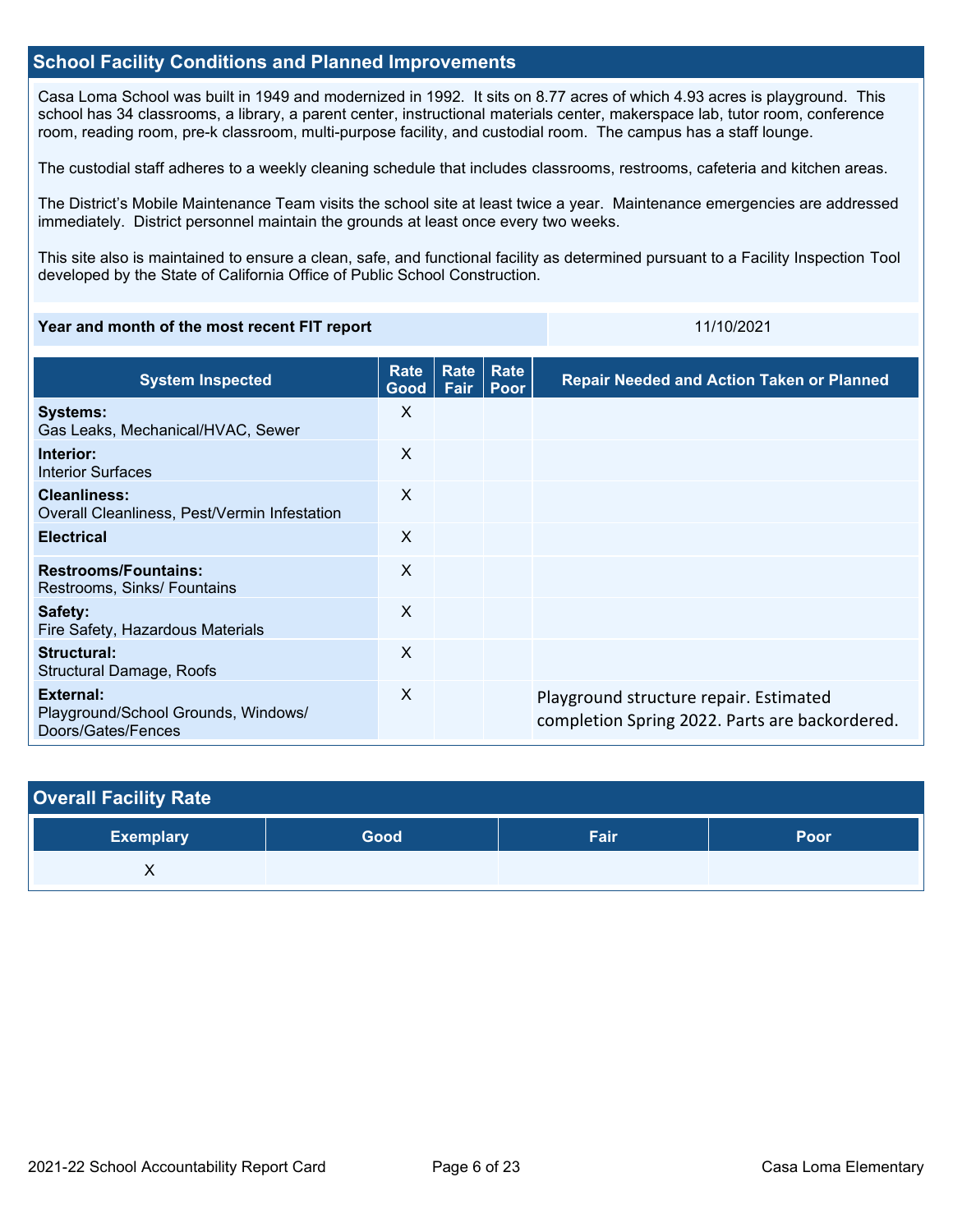## School Facility Conditions and Planned Improvements

Casa Loma School was built in 1949 and modernized in 1992. It sits on 8.77 acres of which 4.93 acres is playground. This school has 34 classrooms, a library, a parent center, instructional materials center, makerspace lab, tutor room, conference room, reading room, pre-k classroom, multi-purpose facility, and custodial room. The campus has a staff lounge.

The custodial staff adheres to a weekly cleaning schedule that includes classrooms, restrooms, cafeteria and kitchen areas.

The District's Mobile Maintenance Team visits the school site at least twice a year. Maintenance emergencies are addressed immediately. District personnel maintain the grounds at least once every two weeks.

This site also is maintained to ensure a clean, safe, and functional facility as determined pursuant to a Facility Inspection Tool developed by the State of California Office of Public School Construction.

| Year and month of the most recent FIT report | 11/10/2021 |
| --- | --- |

| System Inspected | Rate Good | Rate Fair | Rate Poor | Repair Needed and Action Taken or Planned |
| --- | --- | --- | --- | --- |
| **Systems:** Gas Leaks, Mechanical/HVAC, Sewer | X | | | |
| **Interior:** Interior Surfaces | X | | | |
| **Cleanliness:** Overall Cleanliness, Pest/Vermin Infestation | X | | | |
| **Electrical** | X | | | |
| **Restrooms/Fountains:** Restrooms, Sinks/ Fountains | X | | | |
| **Safety:** Fire Safety, Hazardous Materials | X | | | |
| **Structural:** Structural Damage, Roofs | X | | | |
| **External:** Playground/School Grounds, Windows/ Doors/Gates/Fences | X | | | Playground structure repair. Estimated completion Spring 2022. Parts are backordered. |

## Overall Facility Rate

| Exemplary | Good | Fair | Poor |
| --- | --- | --- | --- |
| X | | | |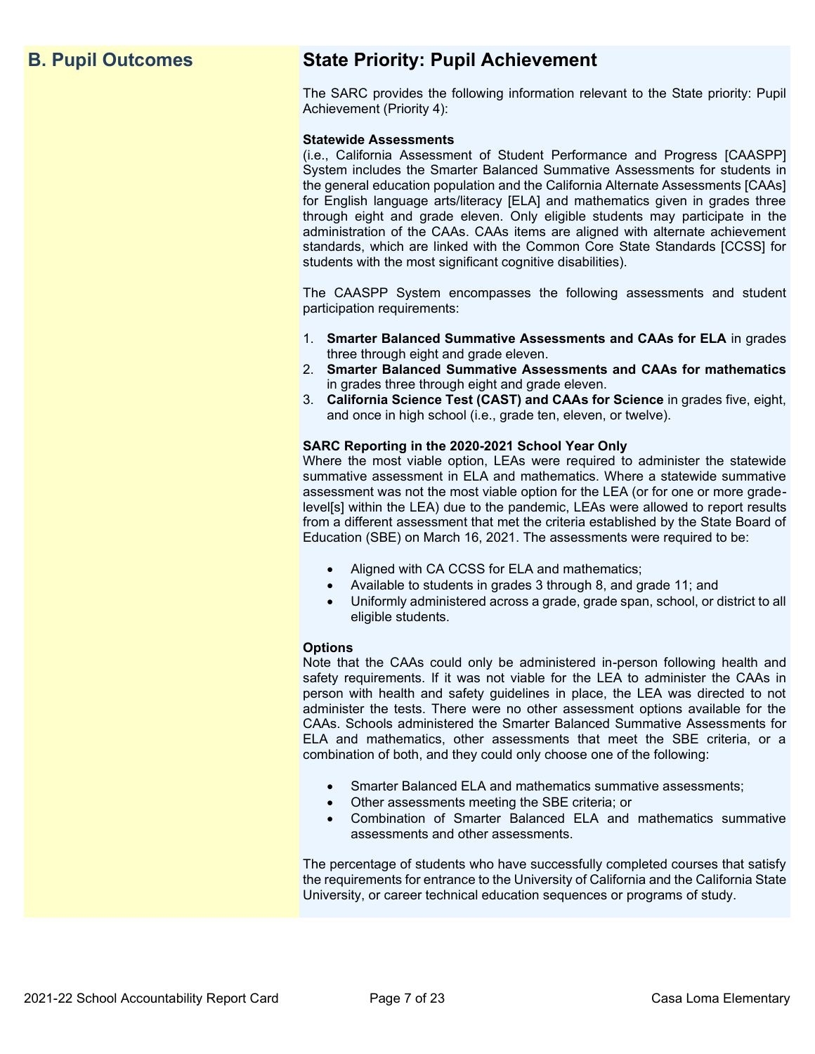## B. Pupil Outcomes

## State Priority: Pupil Achievement

The SARC provides the following information relevant to the State priority: Pupil Achievement (Priority 4):

**Statewide Assessments**
(i.e., California Assessment of Student Performance and Progress [CAASPP] System includes the Smarter Balanced Summative Assessments for students in the general education population and the California Alternate Assessments [CAAs] for English language arts/literacy [ELA] and mathematics given in grades three through eight and grade eleven. Only eligible students may participate in the administration of the CAAs. CAAs items are aligned with alternate achievement standards, which are linked with the Common Core State Standards [CCSS] for students with the most significant cognitive disabilities).

The CAASPP System encompasses the following assessments and student participation requirements:

1. **Smarter Balanced Summative Assessments and CAAs for ELA** in grades three through eight and grade eleven.
2. **Smarter Balanced Summative Assessments and CAAs for mathematics** in grades three through eight and grade eleven.
3. **California Science Test (CAST) and CAAs for Science** in grades five, eight, and once in high school (i.e., grade ten, eleven, or twelve).

**SARC Reporting in the 2020-2021 School Year Only**
Where the most viable option, LEAs were required to administer the statewide summative assessment in ELA and mathematics. Where a statewide summative assessment was not the most viable option for the LEA (or for one or more grade-level[s] within the LEA) due to the pandemic, LEAs were allowed to report results from a different assessment that met the criteria established by the State Board of Education (SBE) on March 16, 2021. The assessments were required to be:

- Aligned with CA CCSS for ELA and mathematics;
- Available to students in grades 3 through 8, and grade 11; and
- Uniformly administered across a grade, grade span, school, or district to all eligible students.

**Options**
Note that the CAAs could only be administered in-person following health and safety requirements. If it was not viable for the LEA to administer the CAAs in person with health and safety guidelines in place, the LEA was directed to not administer the tests. There were no other assessment options available for the CAAs. Schools administered the Smarter Balanced Summative Assessments for ELA and mathematics, other assessments that meet the SBE criteria, or a combination of both, and they could only choose one of the following:

- Smarter Balanced ELA and mathematics summative assessments;
- Other assessments meeting the SBE criteria; or
- Combination of Smarter Balanced ELA and mathematics summative assessments and other assessments.

The percentage of students who have successfully completed courses that satisfy the requirements for entrance to the University of California and the California State University, or career technical education sequences or programs of study.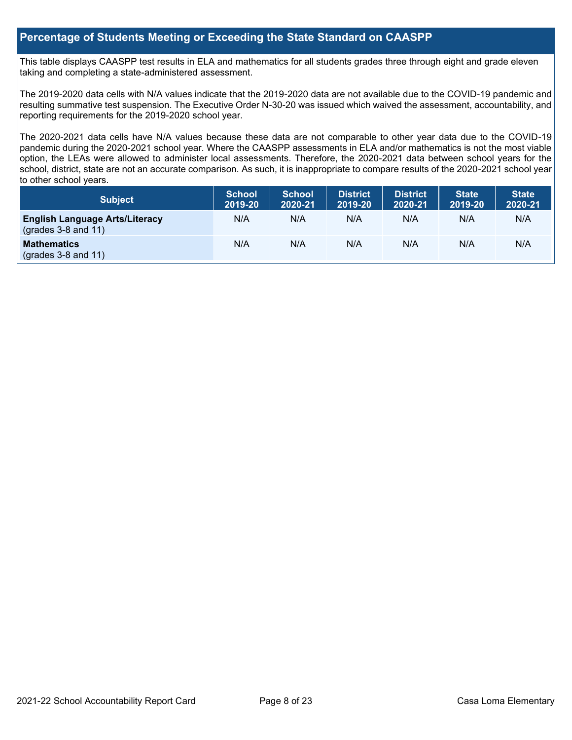## Percentage of Students Meeting or Exceeding the State Standard on CAASPP

This table displays CAASPP test results in ELA and mathematics for all students grades three through eight and grade eleven taking and completing a state-administered assessment.

The 2019-2020 data cells with N/A values indicate that the 2019-2020 data are not available due to the COVID-19 pandemic and resulting summative test suspension. The Executive Order N-30-20 was issued which waived the assessment, accountability, and reporting requirements for the 2019-2020 school year.

The 2020-2021 data cells have N/A values because these data are not comparable to other year data due to the COVID-19 pandemic during the 2020-2021 school year. Where the CAASPP assessments in ELA and/or mathematics is not the most viable option, the LEAs were allowed to administer local assessments. Therefore, the 2020-2021 data between school years for the school, district, state are not an accurate comparison. As such, it is inappropriate to compare results of the 2020-2021 school year to other school years.

| Subject | School 2019-20 | School 2020-21 | District 2019-20 | District 2020-21 | State 2019-20 | State 2020-21 |
| --- | --- | --- | --- | --- | --- | --- |
| **English Language Arts/Literacy** (grades 3-8 and 11) | N/A | N/A | N/A | N/A | N/A | N/A |
| **Mathematics** (grades 3-8 and 11) | N/A | N/A | N/A | N/A | N/A | N/A |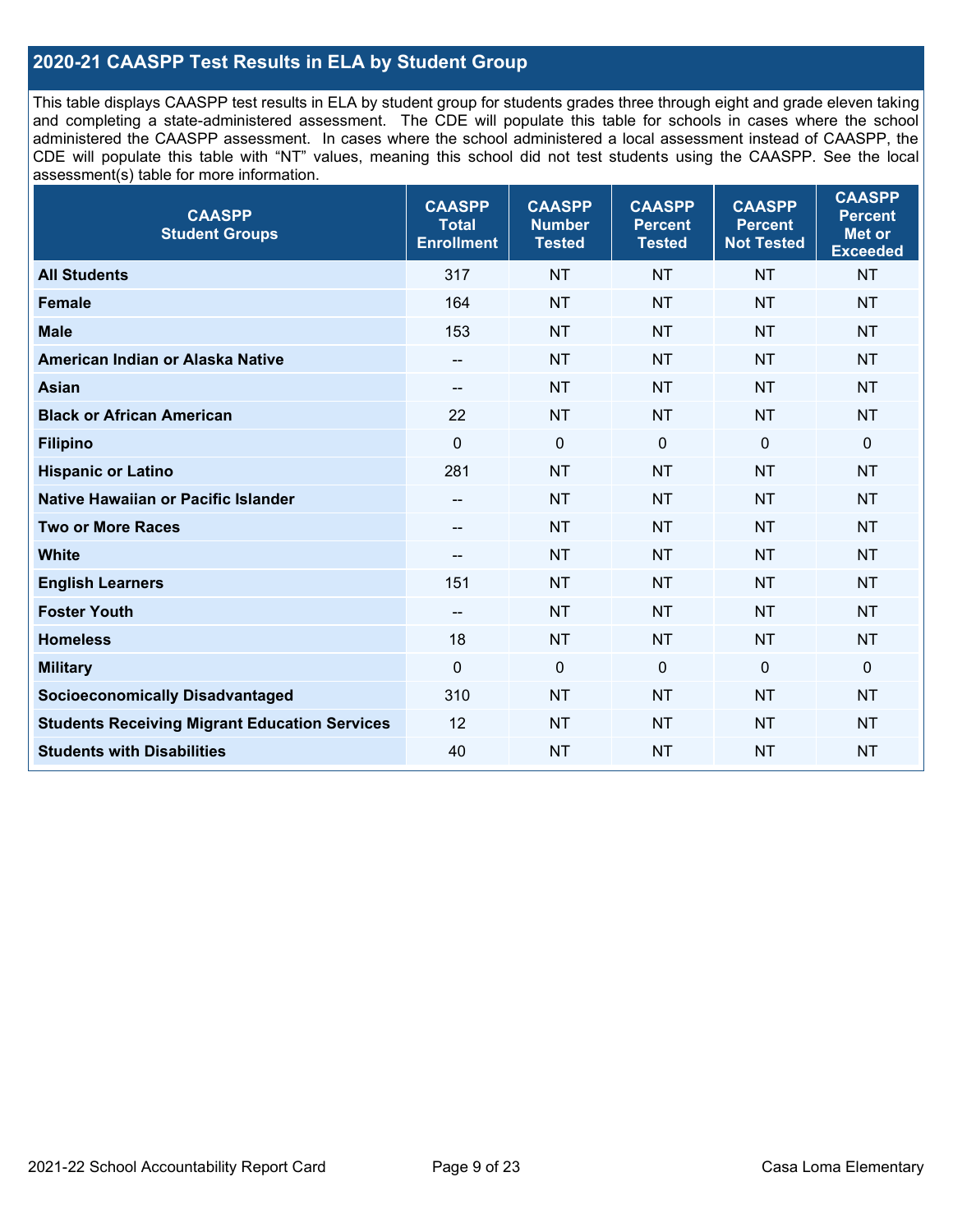## 2020-21 CAASPP Test Results in ELA by Student Group

This table displays CAASPP test results in ELA by student group for students grades three through eight and grade eleven taking and completing a state-administered assessment. The CDE will populate this table for schools in cases where the school administered the CAASPP assessment. In cases where the school administered a local assessment instead of CAASPP, the CDE will populate this table with "NT" values, meaning this school did not test students using the CAASPP. See the local assessment(s) table for more information.

| CAASPP Student Groups | CAASPP Total Enrollment | CAASPP Number Tested | CAASPP Percent Tested | CAASPP Percent Not Tested | CAASPP Percent Met or Exceeded |
|---|---|---|---|---|---|
| **All Students** | 317 | NT | NT | NT | NT |
| **Female** | 164 | NT | NT | NT | NT |
| **Male** | 153 | NT | NT | NT | NT |
| **American Indian or Alaska Native** | -- | NT | NT | NT | NT |
| **Asian** | -- | NT | NT | NT | NT |
| **Black or African American** | 22 | NT | NT | NT | NT |
| **Filipino** | 0 | 0 | 0 | 0 | 0 |
| **Hispanic or Latino** | 281 | NT | NT | NT | NT |
| **Native Hawaiian or Pacific Islander** | -- | NT | NT | NT | NT |
| **Two or More Races** | -- | NT | NT | NT | NT |
| **White** | -- | NT | NT | NT | NT |
| **English Learners** | 151 | NT | NT | NT | NT |
| **Foster Youth** | -- | NT | NT | NT | NT |
| **Homeless** | 18 | NT | NT | NT | NT |
| **Military** | 0 | 0 | 0 | 0 | 0 |
| **Socioeconomically Disadvantaged** | 310 | NT | NT | NT | NT |
| **Students Receiving Migrant Education Services** | 12 | NT | NT | NT | NT |
| **Students with Disabilities** | 40 | NT | NT | NT | NT |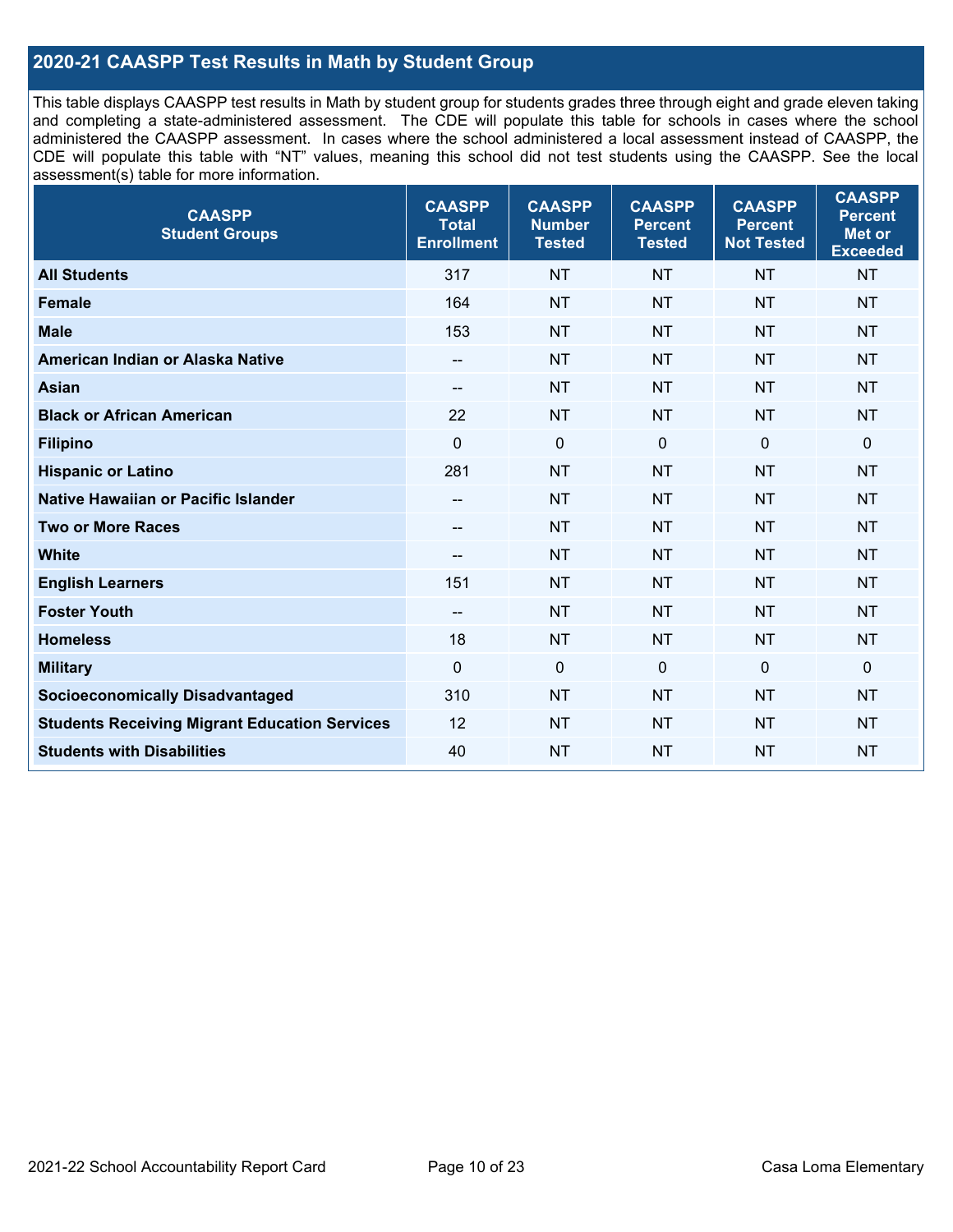## 2020-21 CAASPP Test Results in Math by Student Group

This table displays CAASPP test results in Math by student group for students grades three through eight and grade eleven taking and completing a state-administered assessment. The CDE will populate this table for schools in cases where the school administered the CAASPP assessment. In cases where the school administered a local assessment instead of CAASPP, the CDE will populate this table with "NT" values, meaning this school did not test students using the CAASPP. See the local assessment(s) table for more information.

| CAASPP Student Groups | CAASPP Total Enrollment | CAASPP Number Tested | CAASPP Percent Tested | CAASPP Percent Not Tested | CAASPP Percent Met or Exceeded |
|---|---|---|---|---|---|
| **All Students** | 317 | NT | NT | NT | NT |
| **Female** | 164 | NT | NT | NT | NT |
| **Male** | 153 | NT | NT | NT | NT |
| **American Indian or Alaska Native** | -- | NT | NT | NT | NT |
| **Asian** | -- | NT | NT | NT | NT |
| **Black or African American** | 22 | NT | NT | NT | NT |
| **Filipino** | 0 | 0 | 0 | 0 | 0 |
| **Hispanic or Latino** | 281 | NT | NT | NT | NT |
| **Native Hawaiian or Pacific Islander** | -- | NT | NT | NT | NT |
| **Two or More Races** | -- | NT | NT | NT | NT |
| **White** | -- | NT | NT | NT | NT |
| **English Learners** | 151 | NT | NT | NT | NT |
| **Foster Youth** | -- | NT | NT | NT | NT |
| **Homeless** | 18 | NT | NT | NT | NT |
| **Military** | 0 | 0 | 0 | 0 | 0 |
| **Socioeconomically Disadvantaged** | 310 | NT | NT | NT | NT |
| **Students Receiving Migrant Education Services** | 12 | NT | NT | NT | NT |
| **Students with Disabilities** | 40 | NT | NT | NT | NT |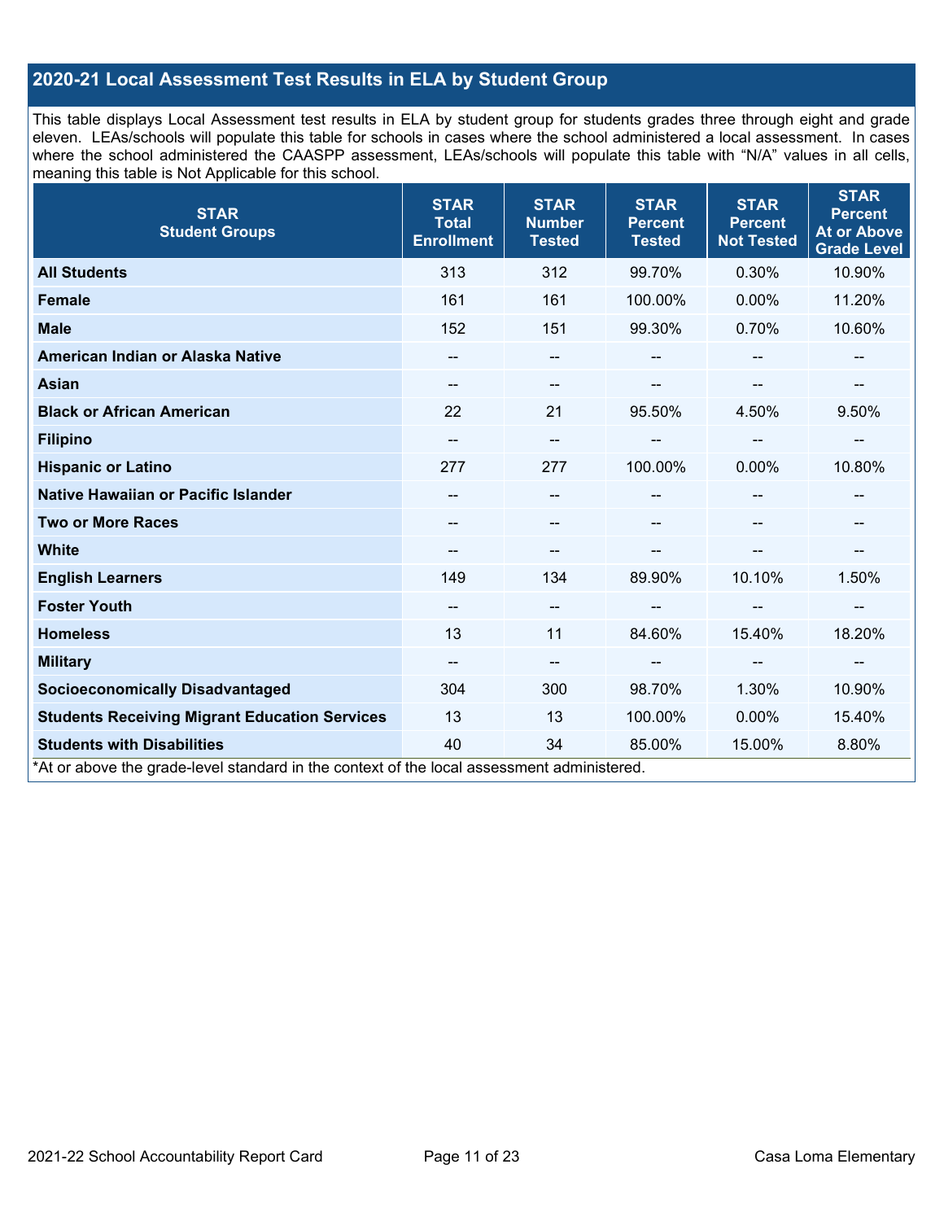## 2020-21 Local Assessment Test Results in ELA by Student Group

This table displays Local Assessment test results in ELA by student group for students grades three through eight and grade eleven. LEAs/schools will populate this table for schools in cases where the school administered a local assessment. In cases where the school administered the CAASPP assessment, LEAs/schools will populate this table with "N/A" values in all cells, meaning this table is Not Applicable for this school.

| STAR Student Groups | STAR Total Enrollment | STAR Number Tested | STAR Percent Tested | STAR Percent Not Tested | STAR Percent At or Above Grade Level |
|---|---|---|---|---|---|
| **All Students** | 313 | 312 | 99.70% | 0.30% | 10.90% |
| **Female** | 161 | 161 | 100.00% | 0.00% | 11.20% |
| **Male** | 152 | 151 | 99.30% | 0.70% | 10.60% |
| **American Indian or Alaska Native** | -- | -- | -- | -- | -- |
| **Asian** | -- | -- | -- | -- | -- |
| **Black or African American** | 22 | 21 | 95.50% | 4.50% | 9.50% |
| **Filipino** | -- | -- | -- | -- | -- |
| **Hispanic or Latino** | 277 | 277 | 100.00% | 0.00% | 10.80% |
| **Native Hawaiian or Pacific Islander** | -- | -- | -- | -- | -- |
| **Two or More Races** | -- | -- | -- | -- | -- |
| **White** | -- | -- | -- | -- | -- |
| **English Learners** | 149 | 134 | 89.90% | 10.10% | 1.50% |
| **Foster Youth** | -- | -- | -- | -- | -- |
| **Homeless** | 13 | 11 | 84.60% | 15.40% | 18.20% |
| **Military** | -- | -- | -- | -- | -- |
| **Socioeconomically Disadvantaged** | 304 | 300 | 98.70% | 1.30% | 10.90% |
| **Students Receiving Migrant Education Services** | 13 | 13 | 100.00% | 0.00% | 15.40% |
| **Students with Disabilities** | 40 | 34 | 85.00% | 15.00% | 8.80% |

*At or above the grade-level standard in the context of the local assessment administered.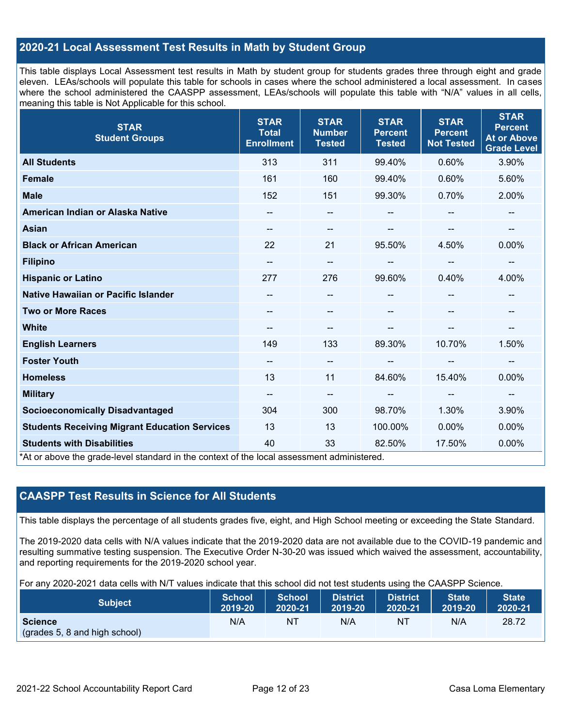## 2020-21 Local Assessment Test Results in Math by Student Group

This table displays Local Assessment test results in Math by student group for students grades three through eight and grade eleven. LEAs/schools will populate this table for schools in cases where the school administered a local assessment. In cases where the school administered the CAASPP assessment, LEAs/schools will populate this table with "N/A" values in all cells, meaning this table is Not Applicable for this school.

| STAR Student Groups | STAR Total Enrollment | STAR Number Tested | STAR Percent Tested | STAR Percent Not Tested | STAR Percent At or Above Grade Level |
|---|---|---|---|---|---|
| **All Students** | 313 | 311 | 99.40% | 0.60% | 3.90% |
| **Female** | 161 | 160 | 99.40% | 0.60% | 5.60% |
| **Male** | 152 | 151 | 99.30% | 0.70% | 2.00% |
| **American Indian or Alaska Native** | -- | -- | -- | -- | -- |
| **Asian** | -- | -- | -- | -- | -- |
| **Black or African American** | 22 | 21 | 95.50% | 4.50% | 0.00% |
| **Filipino** | -- | -- | -- | -- | -- |
| **Hispanic or Latino** | 277 | 276 | 99.60% | 0.40% | 4.00% |
| **Native Hawaiian or Pacific Islander** | -- | -- | -- | -- | -- |
| **Two or More Races** | -- | -- | -- | -- | -- |
| **White** | -- | -- | -- | -- | -- |
| **English Learners** | 149 | 133 | 89.30% | 10.70% | 1.50% |
| **Foster Youth** | -- | -- | -- | -- | -- |
| **Homeless** | 13 | 11 | 84.60% | 15.40% | 0.00% |
| **Military** | -- | -- | -- | -- | -- |
| **Socioeconomically Disadvantaged** | 304 | 300 | 98.70% | 1.30% | 3.90% |
| **Students Receiving Migrant Education Services** | 13 | 13 | 100.00% | 0.00% | 0.00% |
| **Students with Disabilities** | 40 | 33 | 82.50% | 17.50% | 0.00% |

*At or above the grade-level standard in the context of the local assessment administered.

## CAASPP Test Results in Science for All Students

This table displays the percentage of all students grades five, eight, and High School meeting or exceeding the State Standard.

The 2019-2020 data cells with N/A values indicate that the 2019-2020 data are not available due to the COVID-19 pandemic and resulting summative testing suspension. The Executive Order N-30-20 was issued which waived the assessment, accountability, and reporting requirements for the 2019-2020 school year.

For any 2020-2021 data cells with N/T values indicate that this school did not test students using the CAASPP Science.

| Subject | School 2019-20 | School 2020-21 | District 2019-20 | District 2020-21 | State 2019-20 | State 2020-21 |
|---|---|---|---|---|---|---|
| **Science** (grades 5, 8 and high school) | N/A | NT | N/A | NT | N/A | 28.72 |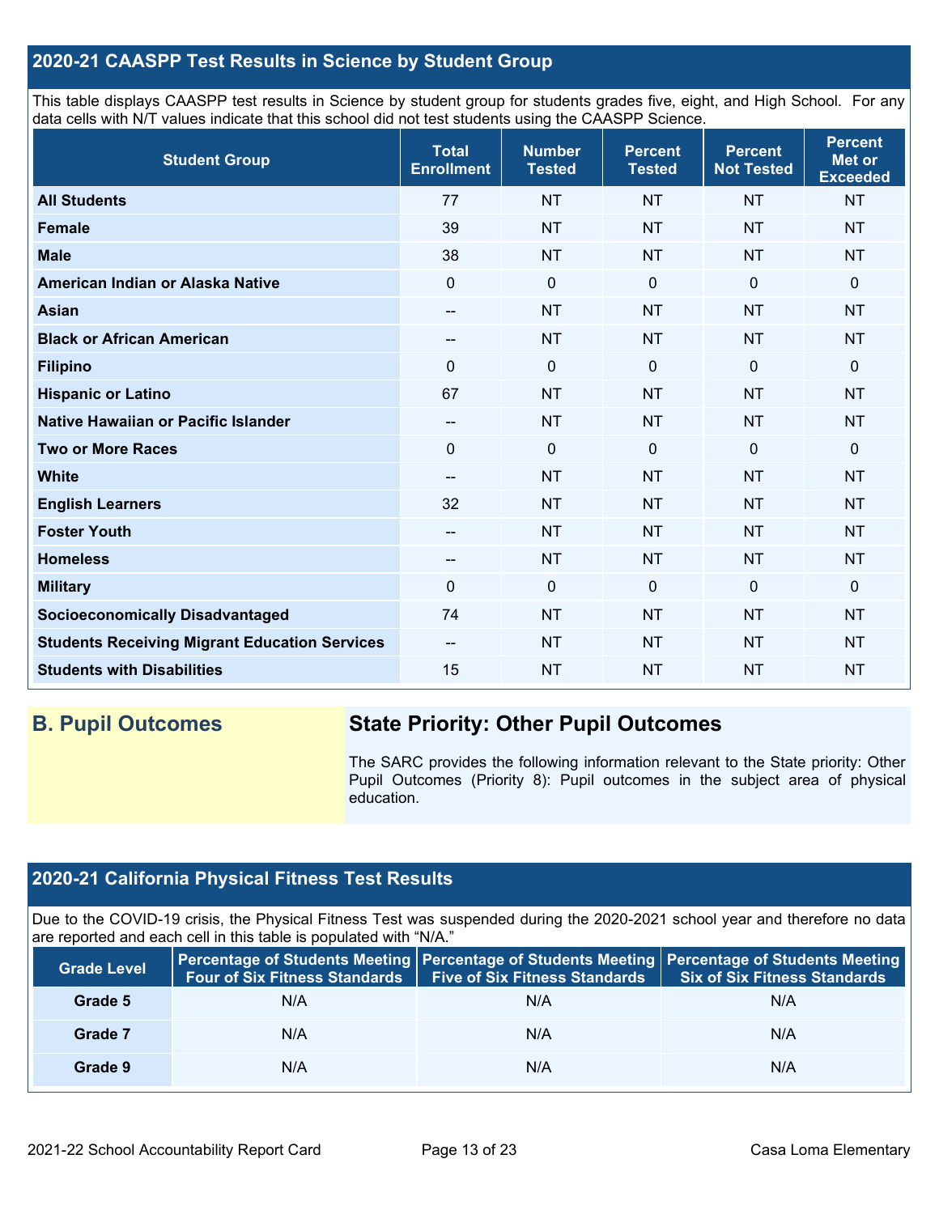## 2020-21 CAASPP Test Results in Science by Student Group

This table displays CAASPP test results in Science by student group for students grades five, eight, and High School. For any data cells with N/T values indicate that this school did not test students using the CAASPP Science.

| Student Group | Total Enrollment | Number Tested | Percent Tested | Percent Not Tested | Percent Met or Exceeded |
|---|---|---|---|---|---|
| All Students | 77 | NT | NT | NT | NT |
| Female | 39 | NT | NT | NT | NT |
| Male | 38 | NT | NT | NT | NT |
| American Indian or Alaska Native | 0 | 0 | 0 | 0 | 0 |
| Asian | -- | NT | NT | NT | NT |
| Black or African American | -- | NT | NT | NT | NT |
| Filipino | 0 | 0 | 0 | 0 | 0 |
| Hispanic or Latino | 67 | NT | NT | NT | NT |
| Native Hawaiian or Pacific Islander | -- | NT | NT | NT | NT |
| Two or More Races | 0 | 0 | 0 | 0 | 0 |
| White | -- | NT | NT | NT | NT |
| English Learners | 32 | NT | NT | NT | NT |
| Foster Youth | -- | NT | NT | NT | NT |
| Homeless | -- | NT | NT | NT | NT |
| Military | 0 | 0 | 0 | 0 | 0 |
| Socioeconomically Disadvantaged | 74 | NT | NT | NT | NT |
| Students Receiving Migrant Education Services | -- | NT | NT | NT | NT |
| Students with Disabilities | 15 | NT | NT | NT | NT |

## B. Pupil Outcomes

### State Priority: Other Pupil Outcomes

The SARC provides the following information relevant to the State priority: Other Pupil Outcomes (Priority 8): Pupil outcomes in the subject area of physical education.

## 2020-21 California Physical Fitness Test Results

Due to the COVID-19 crisis, the Physical Fitness Test was suspended during the 2020-2021 school year and therefore no data are reported and each cell in this table is populated with "N/A."

| Grade Level | Percentage of Students Meeting Four of Six Fitness Standards | Percentage of Students Meeting Five of Six Fitness Standards | Percentage of Students Meeting Six of Six Fitness Standards |
|---|---|---|---|
| Grade 5 | N/A | N/A | N/A |
| Grade 7 | N/A | N/A | N/A |
| Grade 9 | N/A | N/A | N/A |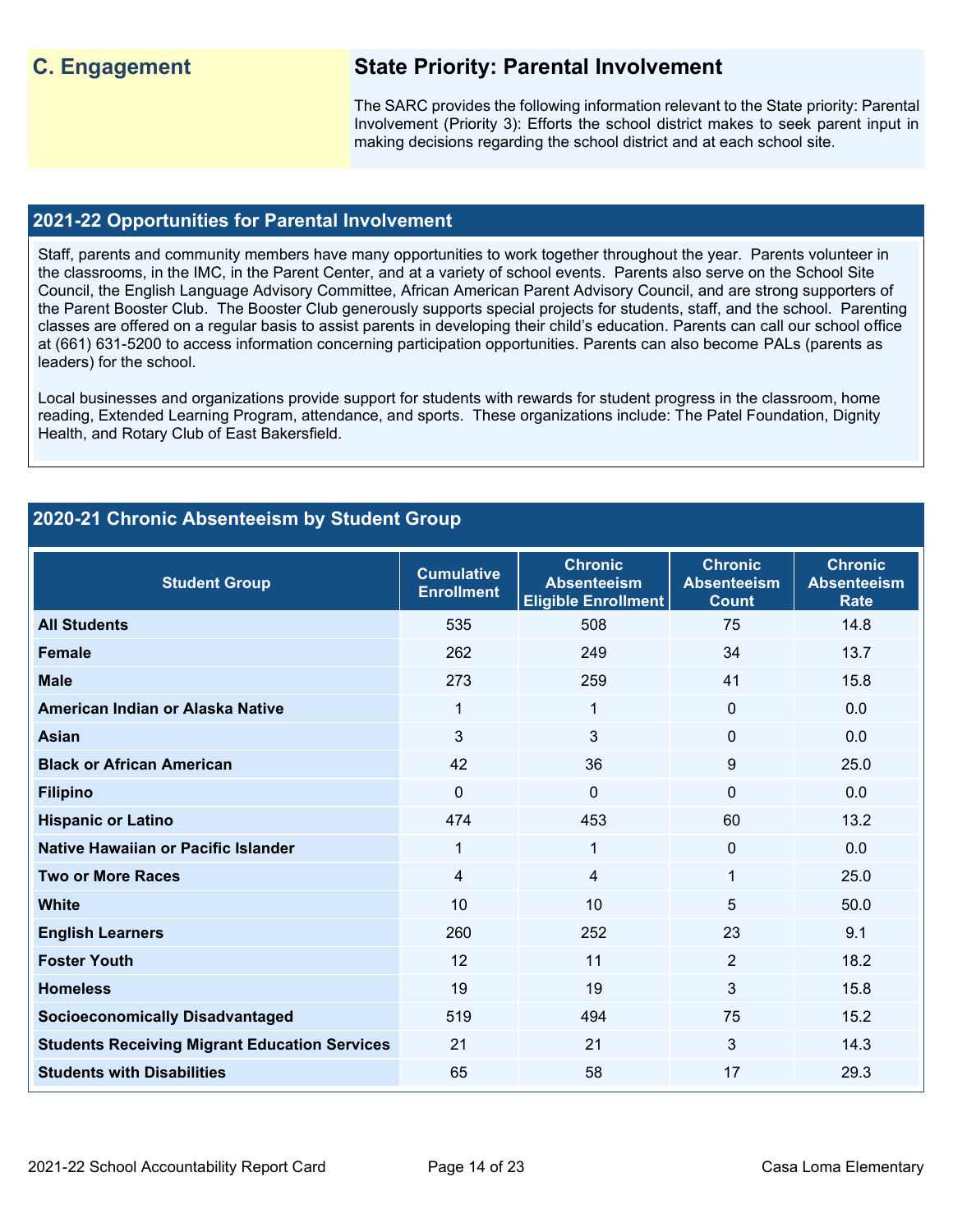## C. Engagement

### State Priority: Parental Involvement

The SARC provides the following information relevant to the State priority: Parental Involvement (Priority 3): Efforts the school district makes to seek parent input in making decisions regarding the school district and at each school site.

### 2021-22 Opportunities for Parental Involvement

Staff, parents and community members have many opportunities to work together throughout the year. Parents volunteer in the classrooms, in the IMC, in the Parent Center, and at a variety of school events. Parents also serve on the School Site Council, the English Language Advisory Committee, African American Parent Advisory Council, and are strong supporters of the Parent Booster Club. The Booster Club generously supports special projects for students, staff, and the school. Parenting classes are offered on a regular basis to assist parents in developing their child's education. Parents can call our school office at (661) 631-5200 to access information concerning participation opportunities. Parents can also become PALs (parents as leaders) for the school.

Local businesses and organizations provide support for students with rewards for student progress in the classroom, home reading, Extended Learning Program, attendance, and sports. These organizations include: The Patel Foundation, Dignity Health, and Rotary Club of East Bakersfield.

### 2020-21 Chronic Absenteeism by Student Group

| Student Group | Cumulative Enrollment | Chronic Absenteeism Eligible Enrollment | Chronic Absenteeism Count | Chronic Absenteeism Rate |
|---|---|---|---|---|
| **All Students** | 535 | 508 | 75 | 14.8 |
| **Female** | 262 | 249 | 34 | 13.7 |
| **Male** | 273 | 259 | 41 | 15.8 |
| **American Indian or Alaska Native** | 1 | 1 | 0 | 0.0 |
| **Asian** | 3 | 3 | 0 | 0.0 |
| **Black or African American** | 42 | 36 | 9 | 25.0 |
| **Filipino** | 0 | 0 | 0 | 0.0 |
| **Hispanic or Latino** | 474 | 453 | 60 | 13.2 |
| **Native Hawaiian or Pacific Islander** | 1 | 1 | 0 | 0.0 |
| **Two or More Races** | 4 | 4 | 1 | 25.0 |
| **White** | 10 | 10 | 5 | 50.0 |
| **English Learners** | 260 | 252 | 23 | 9.1 |
| **Foster Youth** | 12 | 11 | 2 | 18.2 |
| **Homeless** | 19 | 19 | 3 | 15.8 |
| **Socioeconomically Disadvantaged** | 519 | 494 | 75 | 15.2 |
| **Students Receiving Migrant Education Services** | 21 | 21 | 3 | 14.3 |
| **Students with Disabilities** | 65 | 58 | 17 | 29.3 |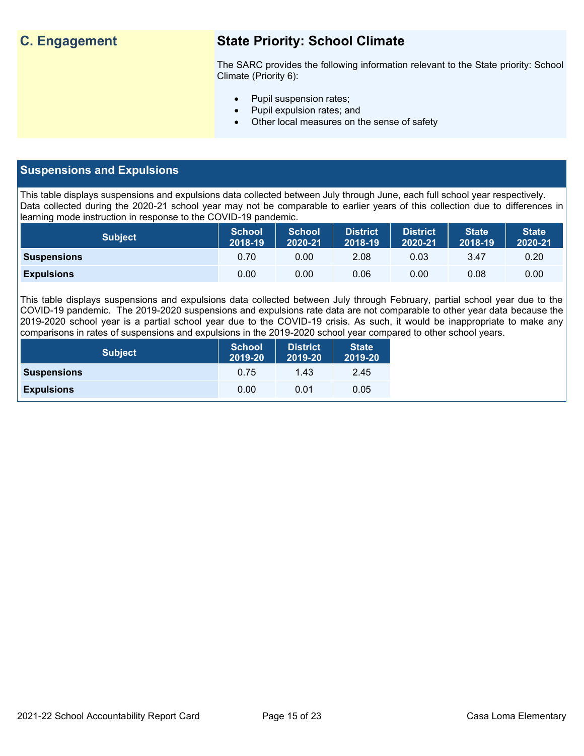## C. Engagement

### State Priority: School Climate

The SARC provides the following information relevant to the State priority: School Climate (Priority 6):

- Pupil suspension rates;
- Pupil expulsion rates; and
- Other local measures on the sense of safety

### Suspensions and Expulsions

This table displays suspensions and expulsions data collected between July through June, each full school year respectively. Data collected during the 2020-21 school year may not be comparable to earlier years of this collection due to differences in learning mode instruction in response to the COVID-19 pandemic.

| Subject | School 2018-19 | School 2020-21 | District 2018-19 | District 2020-21 | State 2018-19 | State 2020-21 |
|---|---|---|---|---|---|---|
| **Suspensions** | 0.70 | 0.00 | 2.08 | 0.03 | 3.47 | 0.20 |
| **Expulsions** | 0.00 | 0.00 | 0.06 | 0.00 | 0.08 | 0.00 |

This table displays suspensions and expulsions data collected between July through February, partial school year due to the COVID-19 pandemic. The 2019-2020 suspensions and expulsions rate data are not comparable to other year data because the 2019-2020 school year is a partial school year due to the COVID-19 crisis. As such, it would be inappropriate to make any comparisons in rates of suspensions and expulsions in the 2019-2020 school year compared to other school years.

| Subject | School 2019-20 | District 2019-20 | State 2019-20 |
|---|---|---|---|
| **Suspensions** | 0.75 | 1.43 | 2.45 |
| **Expulsions** | 0.00 | 0.01 | 0.05 |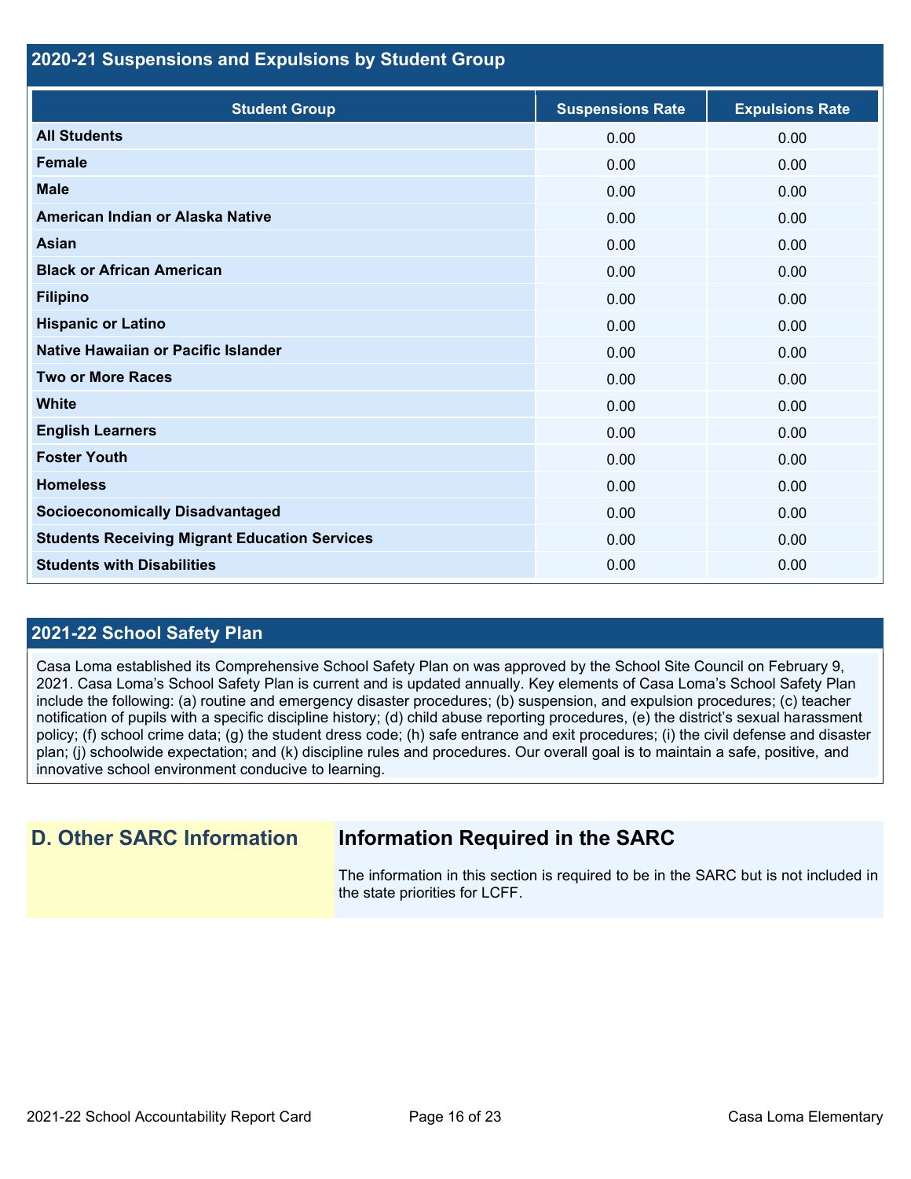## 2020-21 Suspensions and Expulsions by Student Group

| Student Group | Suspensions Rate | Expulsions Rate |
| --- | --- | --- |
| **All Students** | 0.00 | 0.00 |
| **Female** | 0.00 | 0.00 |
| **Male** | 0.00 | 0.00 |
| **American Indian or Alaska Native** | 0.00 | 0.00 |
| **Asian** | 0.00 | 0.00 |
| **Black or African American** | 0.00 | 0.00 |
| **Filipino** | 0.00 | 0.00 |
| **Hispanic or Latino** | 0.00 | 0.00 |
| **Native Hawaiian or Pacific Islander** | 0.00 | 0.00 |
| **Two or More Races** | 0.00 | 0.00 |
| **White** | 0.00 | 0.00 |
| **English Learners** | 0.00 | 0.00 |
| **Foster Youth** | 0.00 | 0.00 |
| **Homeless** | 0.00 | 0.00 |
| **Socioeconomically Disadvantaged** | 0.00 | 0.00 |
| **Students Receiving Migrant Education Services** | 0.00 | 0.00 |
| **Students with Disabilities** | 0.00 | 0.00 |

## 2021-22 School Safety Plan

Casa Loma established its Comprehensive School Safety Plan on was approved by the School Site Council on February 9, 2021. Casa Loma's School Safety Plan is current and is updated annually. Key elements of Casa Loma's School Safety Plan include the following: (a) routine and emergency disaster procedures; (b) suspension, and expulsion procedures; (c) teacher notification of pupils with a specific discipline history; (d) child abuse reporting procedures, (e) the district's sexual harassment policy; (f) school crime data; (g) the student dress code; (h) safe entrance and exit procedures; (i) the civil defense and disaster plan; (j) schoolwide expectation; and (k) discipline rules and procedures. Our overall goal is to maintain a safe, positive, and innovative school environment conducive to learning.

## D. Other SARC Information

### Information Required in the SARC

The information in this section is required to be in the SARC but is not included in the state priorities for LCFF.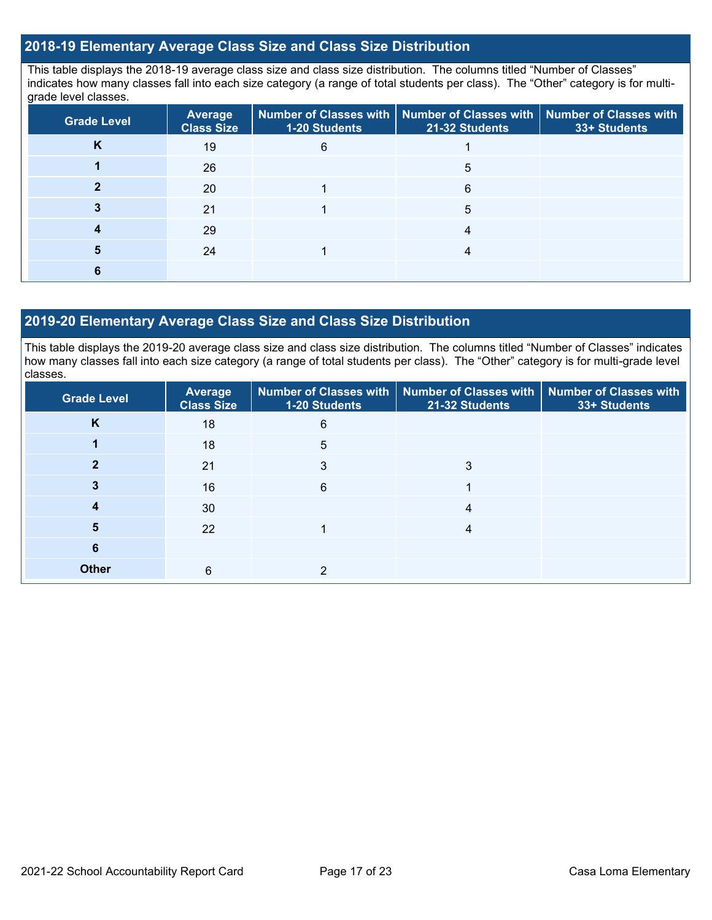## 2018-19 Elementary Average Class Size and Class Size Distribution

This table displays the 2018-19 average class size and class size distribution. The columns titled "Number of Classes" indicates how many classes fall into each size category (a range of total students per class). The "Other" category is for multi-grade level classes.

| Grade Level | Average Class Size | Number of Classes with 1-20 Students | Number of Classes with 21-32 Students | Number of Classes with 33+ Students |
|---|---|---|---|---|
| K | 19 | 6 | 1 | |
| 1 | 26 | | 5 | |
| 2 | 20 | 1 | 6 | |
| 3 | 21 | 1 | 5 | |
| 4 | 29 | | 4 | |
| 5 | 24 | 1 | 4 | |
| 6 | | | | |

## 2019-20 Elementary Average Class Size and Class Size Distribution

This table displays the 2019-20 average class size and class size distribution. The columns titled "Number of Classes" indicates how many classes fall into each size category (a range of total students per class). The "Other" category is for multi-grade level classes.

| Grade Level | Average Class Size | Number of Classes with 1-20 Students | Number of Classes with 21-32 Students | Number of Classes with 33+ Students |
|---|---|---|---|---|
| K | 18 | 6 | | |
| 1 | 18 | 5 | | |
| 2 | 21 | 3 | 3 | |
| 3 | 16 | 6 | 1 | |
| 4 | 30 | | 4 | |
| 5 | 22 | 1 | 4 | |
| 6 | | | | |
| Other | 6 | 2 | | |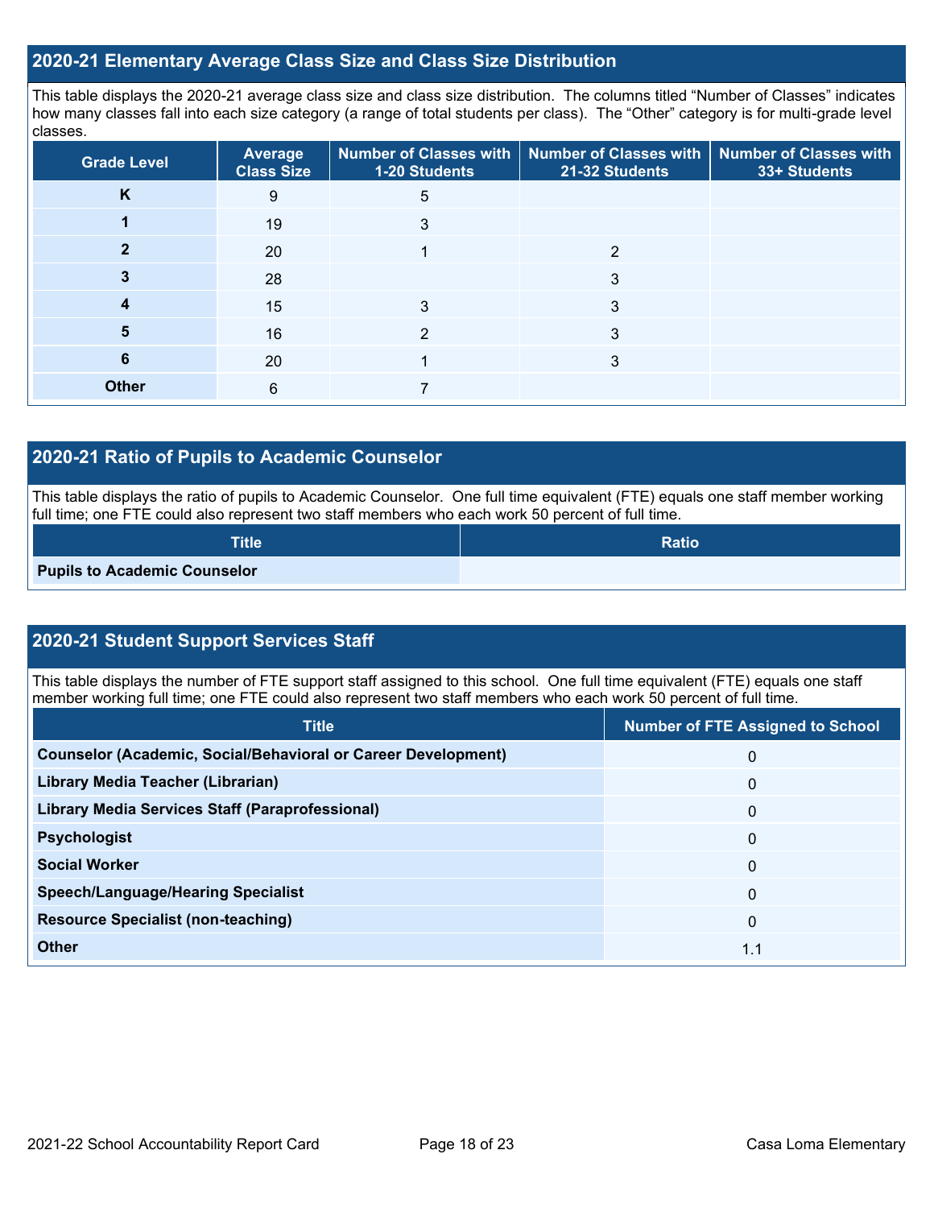## 2020-21 Elementary Average Class Size and Class Size Distribution

This table displays the 2020-21 average class size and class size distribution. The columns titled "Number of Classes" indicates how many classes fall into each size category (a range of total students per class). The "Other" category is for multi-grade level classes.

| Grade Level | Average Class Size | Number of Classes with 1-20 Students | Number of Classes with 21-32 Students | Number of Classes with 33+ Students |
|---|---|---|---|---|
| **K** | 9 | 5 | | |
| **1** | 19 | 3 | | |
| **2** | 20 | 1 | 2 | |
| **3** | 28 | | 3 | |
| **4** | 15 | 3 | 3 | |
| **5** | 16 | 2 | 3 | |
| **6** | 20 | 1 | 3 | |
| **Other** | 6 | 7 | | |

## 2020-21 Ratio of Pupils to Academic Counselor

This table displays the ratio of pupils to Academic Counselor. One full time equivalent (FTE) equals one staff member working full time; one FTE could also represent two staff members who each work 50 percent of full time.

| Title | Ratio |
|---|---|
| **Pupils to Academic Counselor** | |

## 2020-21 Student Support Services Staff

This table displays the number of FTE support staff assigned to this school. One full time equivalent (FTE) equals one staff member working full time; one FTE could also represent two staff members who each work 50 percent of full time.

| Title | Number of FTE Assigned to School |
|---|---|
| **Counselor (Academic, Social/Behavioral or Career Development)** | 0 |
| **Library Media Teacher (Librarian)** | 0 |
| **Library Media Services Staff (Paraprofessional)** | 0 |
| **Psychologist** | 0 |
| **Social Worker** | 0 |
| **Speech/Language/Hearing Specialist** | 0 |
| **Resource Specialist (non-teaching)** | 0 |
| **Other** | 1.1 |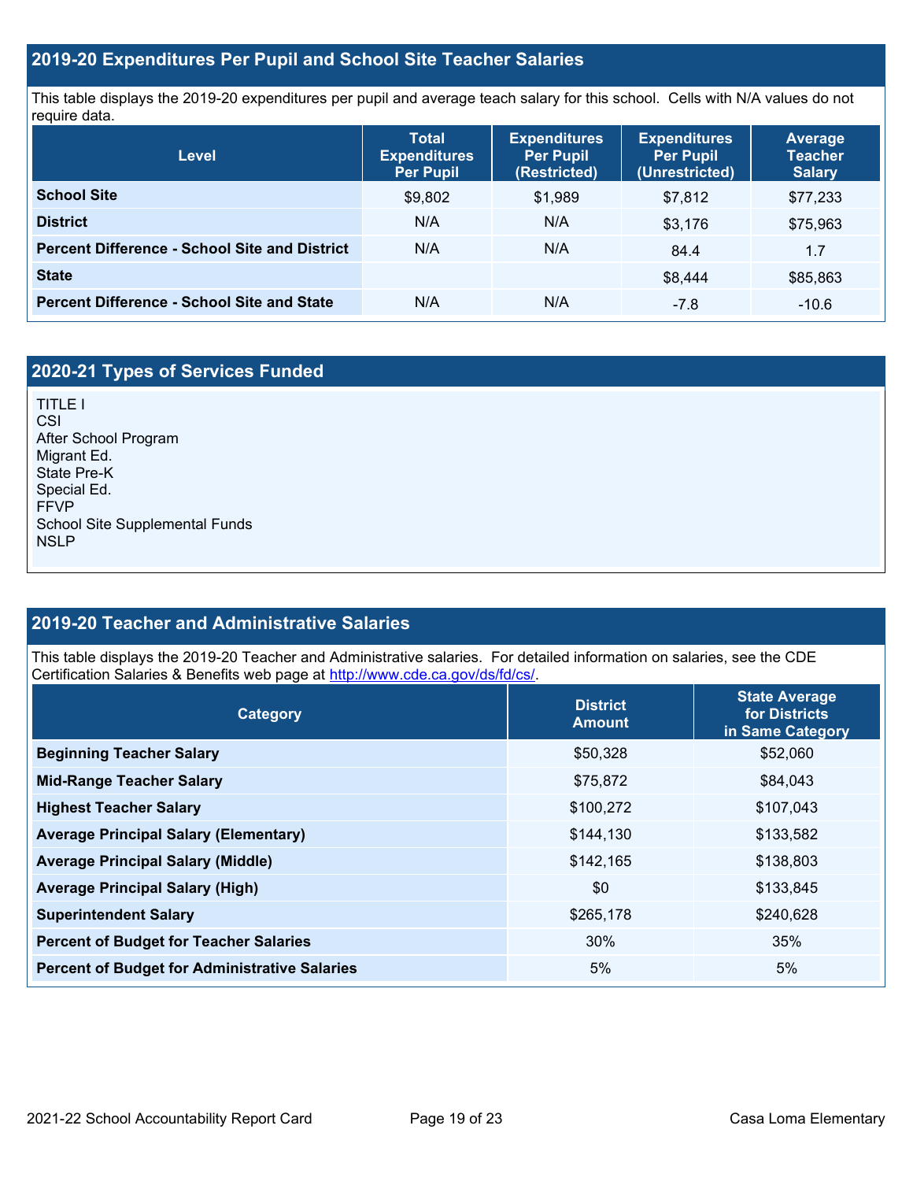## 2019-20 Expenditures Per Pupil and School Site Teacher Salaries

This table displays the 2019-20 expenditures per pupil and average teach salary for this school. Cells with N/A values do not require data.

| Level | Total Expenditures Per Pupil | Expenditures Per Pupil (Restricted) | Expenditures Per Pupil (Unrestricted) | Average Teacher Salary |
|---|---|---|---|---|
| **School Site** | $9,802 | $1,989 | $7,812 | $77,233 |
| **District** | N/A | N/A | $3,176 | $75,963 |
| **Percent Difference - School Site and District** | N/A | N/A | 84.4 | 1.7 |
| **State** | | | $8,444 | $85,863 |
| **Percent Difference - School Site and State** | N/A | N/A | -7.8 | -10.6 |

## 2020-21 Types of Services Funded

TITLE I
CSI
After School Program
Migrant Ed.
State Pre-K
Special Ed.
FFVP
School Site Supplemental Funds
NSLP

## 2019-20 Teacher and Administrative Salaries

This table displays the 2019-20 Teacher and Administrative salaries. For detailed information on salaries, see the CDE Certification Salaries & Benefits web page at http://www.cde.ca.gov/ds/fd/cs/.

| Category | District Amount | State Average for Districts in Same Category |
|---|---|---|
| **Beginning Teacher Salary** | $50,328 | $52,060 |
| **Mid-Range Teacher Salary** | $75,872 | $84,043 |
| **Highest Teacher Salary** | $100,272 | $107,043 |
| **Average Principal Salary (Elementary)** | $144,130 | $133,582 |
| **Average Principal Salary (Middle)** | $142,165 | $138,803 |
| **Average Principal Salary (High)** | $0 | $133,845 |
| **Superintendent Salary** | $265,178 | $240,628 |
| **Percent of Budget for Teacher Salaries** | 30% | 35% |
| **Percent of Budget for Administrative Salaries** | 5% | 5% |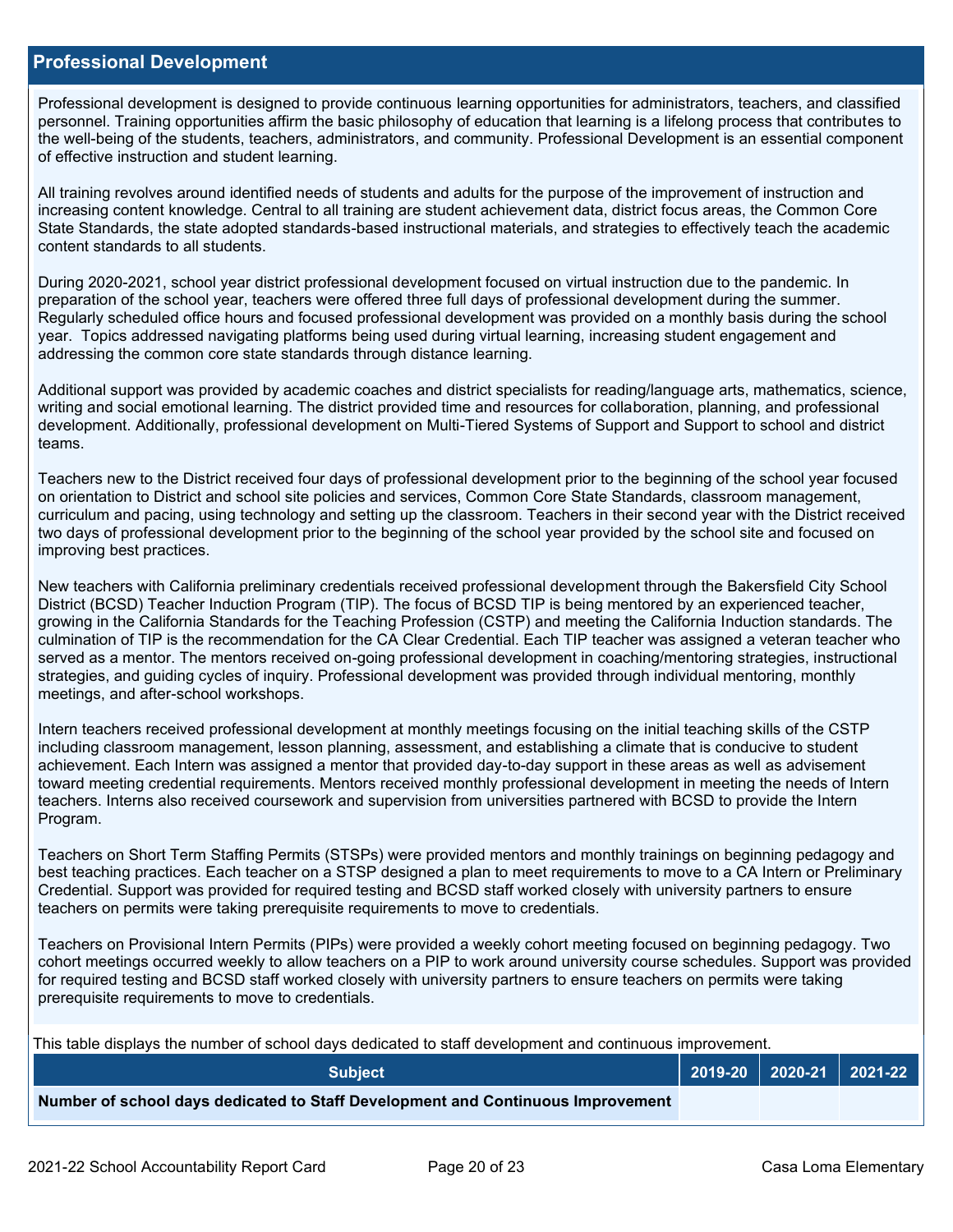## Professional Development

Professional development is designed to provide continuous learning opportunities for administrators, teachers, and classified personnel. Training opportunities affirm the basic philosophy of education that learning is a lifelong process that contributes to the well-being of the students, teachers, administrators, and community. Professional Development is an essential component of effective instruction and student learning.

All training revolves around identified needs of students and adults for the purpose of the improvement of instruction and increasing content knowledge. Central to all training are student achievement data, district focus areas, the Common Core State Standards, the state adopted standards-based instructional materials, and strategies to effectively teach the academic content standards to all students.

During 2020-2021, school year district professional development focused on virtual instruction due to the pandemic. In preparation of the school year, teachers were offered three full days of professional development during the summer. Regularly scheduled office hours and focused professional development was provided on a monthly basis during the school year.  Topics addressed navigating platforms being used during virtual learning, increasing student engagement and addressing the common core state standards through distance learning.

Additional support was provided by academic coaches and district specialists for reading/language arts, mathematics, science, writing and social emotional learning. The district provided time and resources for collaboration, planning, and professional development. Additionally, professional development on Multi-Tiered Systems of Support and Support to school and district teams.

Teachers new to the District received four days of professional development prior to the beginning of the school year focused on orientation to District and school site policies and services, Common Core State Standards, classroom management, curriculum and pacing, using technology and setting up the classroom. Teachers in their second year with the District received two days of professional development prior to the beginning of the school year provided by the school site and focused on improving best practices.

New teachers with California preliminary credentials received professional development through the Bakersfield City School District (BCSD) Teacher Induction Program (TIP). The focus of BCSD TIP is being mentored by an experienced teacher, growing in the California Standards for the Teaching Profession (CSTP) and meeting the California Induction standards. The culmination of TIP is the recommendation for the CA Clear Credential. Each TIP teacher was assigned a veteran teacher who served as a mentor. The mentors received on-going professional development in coaching/mentoring strategies, instructional strategies, and guiding cycles of inquiry. Professional development was provided through individual mentoring, monthly meetings, and after-school workshops.

Intern teachers received professional development at monthly meetings focusing on the initial teaching skills of the CSTP including classroom management, lesson planning, assessment, and establishing a climate that is conducive to student achievement. Each Intern was assigned a mentor that provided day-to-day support in these areas as well as advisement toward meeting credential requirements. Mentors received monthly professional development in meeting the needs of Intern teachers. Interns also received coursework and supervision from universities partnered with BCSD to provide the Intern Program.

Teachers on Short Term Staffing Permits (STSPs) were provided mentors and monthly trainings on beginning pedagogy and best teaching practices. Each teacher on a STSP designed a plan to meet requirements to move to a CA Intern or Preliminary Credential. Support was provided for required testing and BCSD staff worked closely with university partners to ensure teachers on permits were taking prerequisite requirements to move to credentials.

Teachers on Provisional Intern Permits (PIPs) were provided a weekly cohort meeting focused on beginning pedagogy. Two cohort meetings occurred weekly to allow teachers on a PIP to work around university course schedules. Support was provided for required testing and BCSD staff worked closely with university partners to ensure teachers on permits were taking prerequisite requirements to move to credentials.

This table displays the number of school days dedicated to staff development and continuous improvement.

| Subject | 2019-20 | 2020-21 | 2021-22 |
|---|---|---|---|
| **Number of school days dedicated to Staff Development and Continuous Improvement** | | | |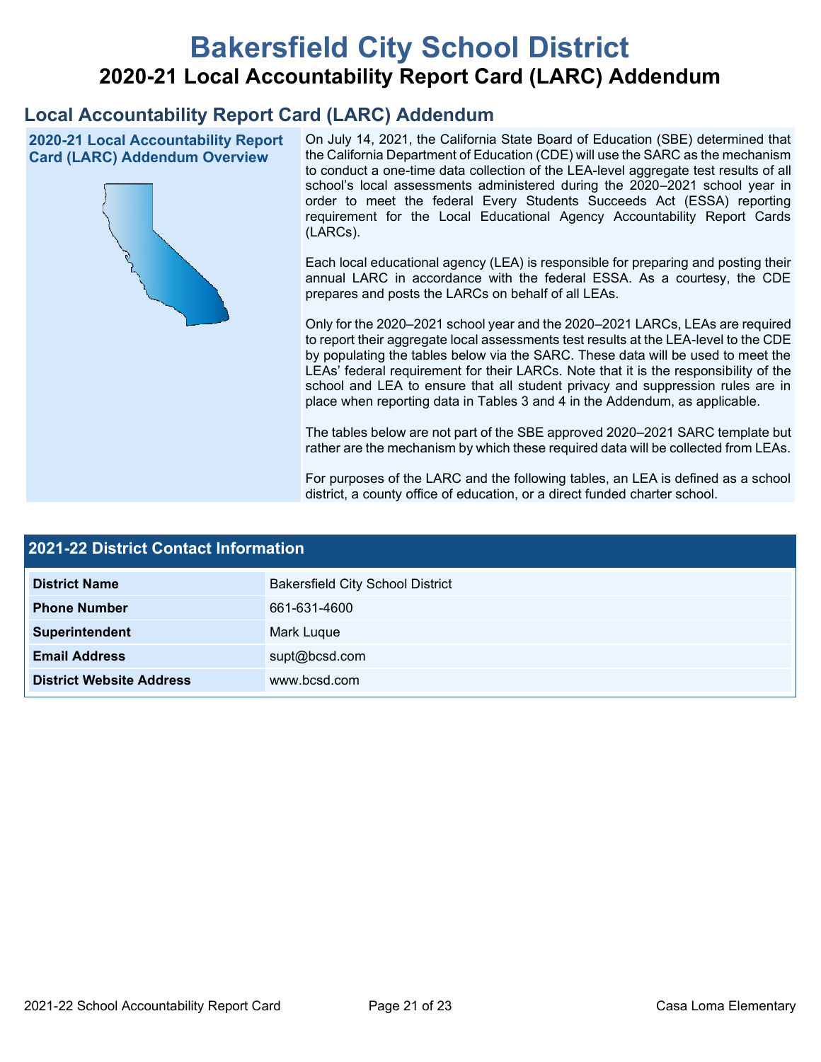# Bakersfield City School District

## 2020-21 Local Accountability Report Card (LARC) Addendum

## Local Accountability Report Card (LARC) Addendum

### 2020-21 Local Accountability Report Card (LARC) Addendum Overview

On July 14, 2021, the California State Board of Education (SBE) determined that the California Department of Education (CDE) will use the SARC as the mechanism to conduct a one-time data collection of the LEA-level aggregate test results of all school's local assessments administered during the 2020–2021 school year in order to meet the federal Every Students Succeeds Act (ESSA) reporting requirement for the Local Educational Agency Accountability Report Cards (LARCs).

Each local educational agency (LEA) is responsible for preparing and posting their annual LARC in accordance with the federal ESSA. As a courtesy, the CDE prepares and posts the LARCs on behalf of all LEAs.

Only for the 2020–2021 school year and the 2020–2021 LARCs, LEAs are required to report their aggregate local assessments test results at the LEA-level to the CDE by populating the tables below via the SARC. These data will be used to meet the LEAs' federal requirement for their LARCs. Note that it is the responsibility of the school and LEA to ensure that all student privacy and suppression rules are in place when reporting data in Tables 3 and 4 in the Addendum, as applicable.

The tables below are not part of the SBE approved 2020–2021 SARC template but rather are the mechanism by which these required data will be collected from LEAs.

For purposes of the LARC and the following tables, an LEA is defined as a school district, a county office of education, or a direct funded charter school.

### 2021-22 District Contact Information

| 2021-22 District Contact Information | |
|---|---|
| **District Name** | Bakersfield City School District |
| **Phone Number** | 661-631-4600 |
| **Superintendent** | Mark Luque |
| **Email Address** | supt@bcsd.com |
| **District Website Address** | www.bcsd.com |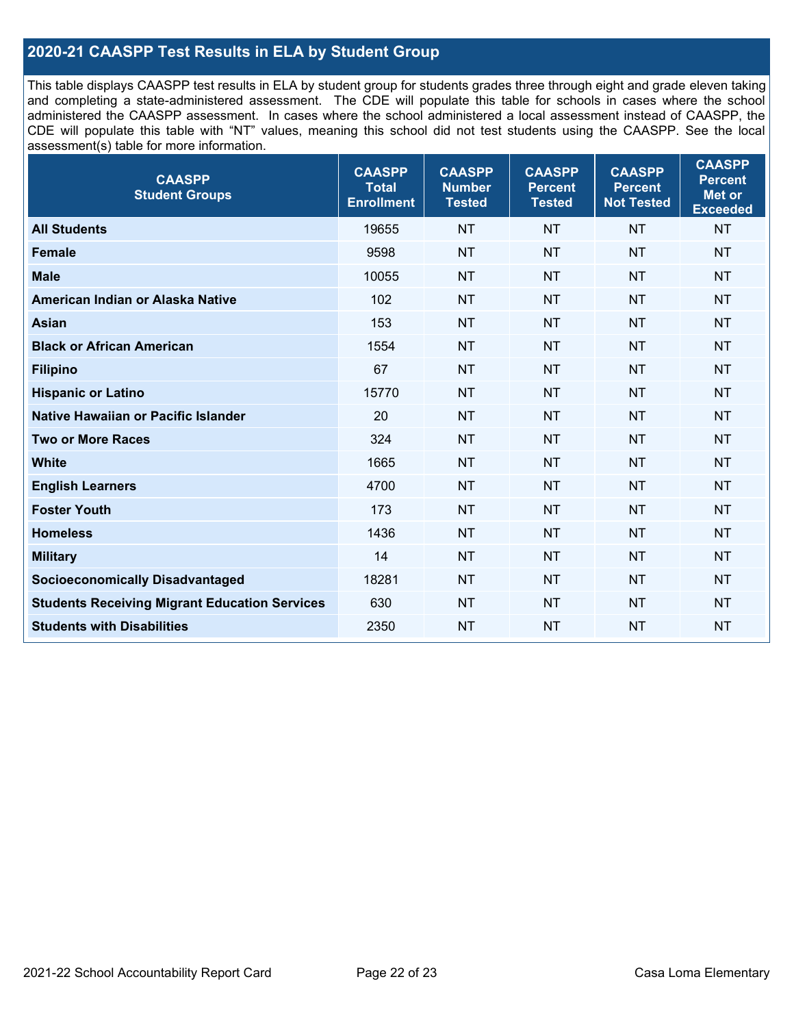## 2020-21 CAASPP Test Results in ELA by Student Group

This table displays CAASPP test results in ELA by student group for students grades three through eight and grade eleven taking and completing a state-administered assessment. The CDE will populate this table for schools in cases where the school administered the CAASPP assessment. In cases where the school administered a local assessment instead of CAASPP, the CDE will populate this table with "NT" values, meaning this school did not test students using the CAASPP. See the local assessment(s) table for more information.

| CAASPP Student Groups | CAASPP Total Enrollment | CAASPP Number Tested | CAASPP Percent Tested | CAASPP Percent Not Tested | CAASPP Percent Met or Exceeded |
|---|---|---|---|---|---|
| **All Students** | 19655 | NT | NT | NT | NT |
| **Female** | 9598 | NT | NT | NT | NT |
| **Male** | 10055 | NT | NT | NT | NT |
| **American Indian or Alaska Native** | 102 | NT | NT | NT | NT |
| **Asian** | 153 | NT | NT | NT | NT |
| **Black or African American** | 1554 | NT | NT | NT | NT |
| **Filipino** | 67 | NT | NT | NT | NT |
| **Hispanic or Latino** | 15770 | NT | NT | NT | NT |
| **Native Hawaiian or Pacific Islander** | 20 | NT | NT | NT | NT |
| **Two or More Races** | 324 | NT | NT | NT | NT |
| **White** | 1665 | NT | NT | NT | NT |
| **English Learners** | 4700 | NT | NT | NT | NT |
| **Foster Youth** | 173 | NT | NT | NT | NT |
| **Homeless** | 1436 | NT | NT | NT | NT |
| **Military** | 14 | NT | NT | NT | NT |
| **Socioeconomically Disadvantaged** | 18281 | NT | NT | NT | NT |
| **Students Receiving Migrant Education Services** | 630 | NT | NT | NT | NT |
| **Students with Disabilities** | 2350 | NT | NT | NT | NT |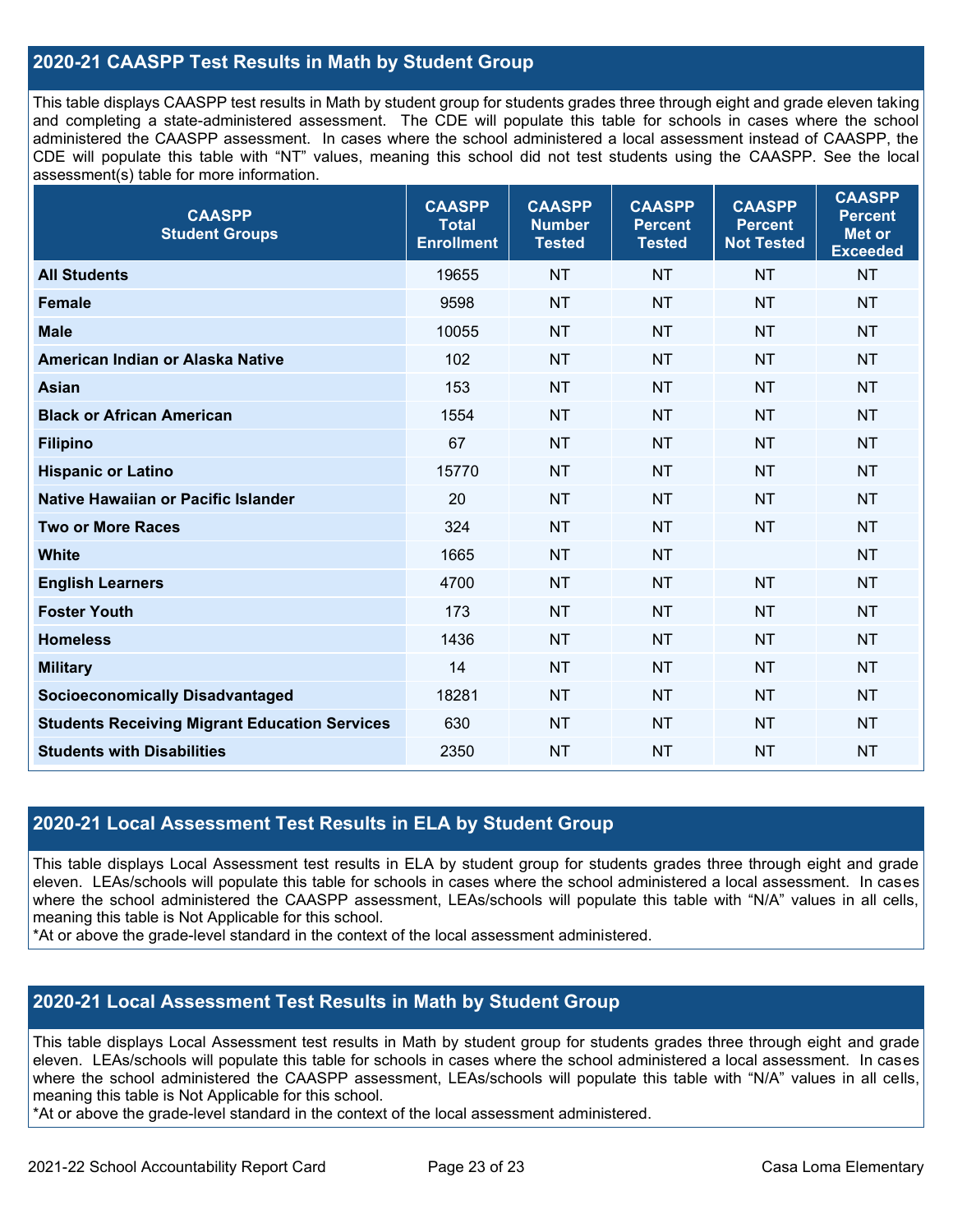## 2020-21 CAASPP Test Results in Math by Student Group

This table displays CAASPP test results in Math by student group for students grades three through eight and grade eleven taking and completing a state-administered assessment. The CDE will populate this table for schools in cases where the school administered the CAASPP assessment. In cases where the school administered a local assessment instead of CAASPP, the CDE will populate this table with "NT" values, meaning this school did not test students using the CAASPP. See the local assessment(s) table for more information.

| CAASPP Student Groups | CAASPP Total Enrollment | CAASPP Number Tested | CAASPP Percent Tested | CAASPP Percent Not Tested | CAASPP Percent Met or Exceeded |
|---|---|---|---|---|---|
| **All Students** | 19655 | NT | NT | NT | NT |
| **Female** | 9598 | NT | NT | NT | NT |
| **Male** | 10055 | NT | NT | NT | NT |
| **American Indian or Alaska Native** | 102 | NT | NT | NT | NT |
| **Asian** | 153 | NT | NT | NT | NT |
| **Black or African American** | 1554 | NT | NT | NT | NT |
| **Filipino** | 67 | NT | NT | NT | NT |
| **Hispanic or Latino** | 15770 | NT | NT | NT | NT |
| **Native Hawaiian or Pacific Islander** | 20 | NT | NT | NT | NT |
| **Two or More Races** | 324 | NT | NT | NT | NT |
| **White** | 1665 | NT | NT | | NT |
| **English Learners** | 4700 | NT | NT | NT | NT |
| **Foster Youth** | 173 | NT | NT | NT | NT |
| **Homeless** | 1436 | NT | NT | NT | NT |
| **Military** | 14 | NT | NT | NT | NT |
| **Socioeconomically Disadvantaged** | 18281 | NT | NT | NT | NT |
| **Students Receiving Migrant Education Services** | 630 | NT | NT | NT | NT |
| **Students with Disabilities** | 2350 | NT | NT | NT | NT |

## 2020-21 Local Assessment Test Results in ELA by Student Group

This table displays Local Assessment test results in ELA by student group for students grades three through eight and grade eleven. LEAs/schools will populate this table for schools in cases where the school administered a local assessment. In cases where the school administered the CAASPP assessment, LEAs/schools will populate this table with "N/A" values in all cells, meaning this table is Not Applicable for this school.
*At or above the grade-level standard in the context of the local assessment administered.

## 2020-21 Local Assessment Test Results in Math by Student Group

This table displays Local Assessment test results in Math by student group for students grades three through eight and grade eleven. LEAs/schools will populate this table for schools in cases where the school administered a local assessment. In cases where the school administered the CAASPP assessment, LEAs/schools will populate this table with "N/A" values in all cells, meaning this table is Not Applicable for this school.
*At or above the grade-level standard in the context of the local assessment administered.